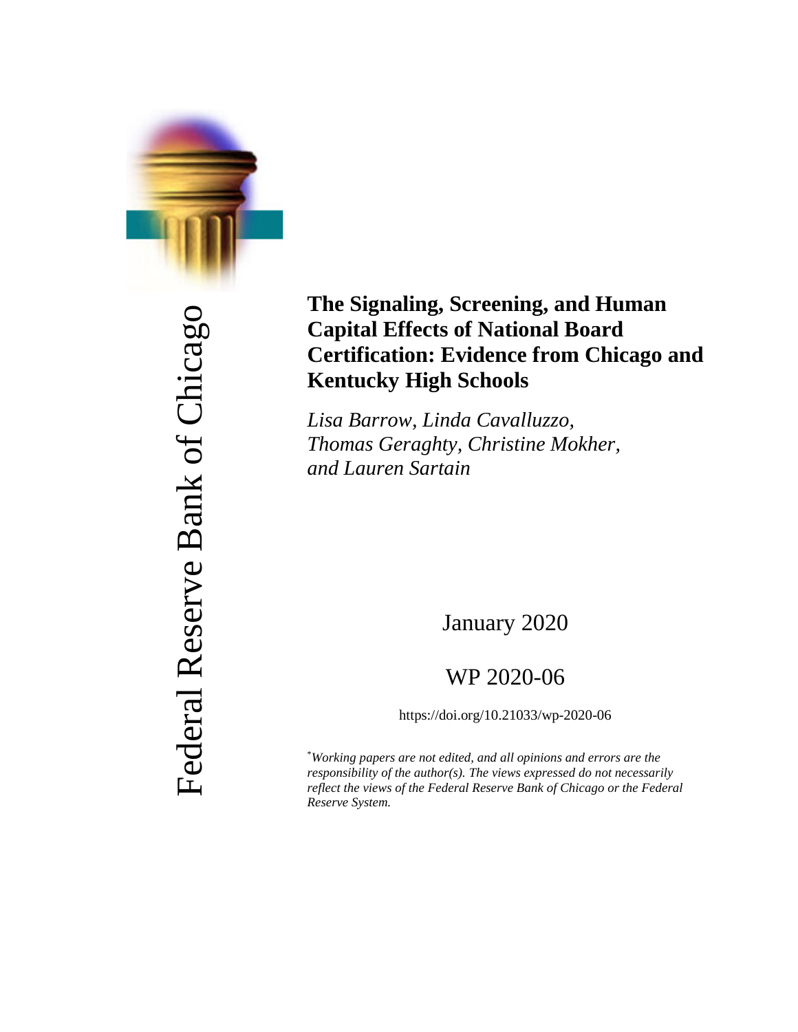Federal Reserve Bank of Chicago

# The Signaling, Screening, and Human Capital Effects of National Board Certification: Evidence from Chicago and Kentucky High Schools

*Lisa Barrow, Linda Cavalluzzo, Thomas Geraghty, Christine Mokher, and Lauren Sartain*

January 2020

WP 2020-06

https://doi.org/10.21033/wp-2020-06

*[*]Working papers are not edited, and all opinions and errors are the responsibility of the author(s). The views expressed do not necessarily reflect the views of the Federal Reserve Bank of Chicago or the Federal Reserve System.*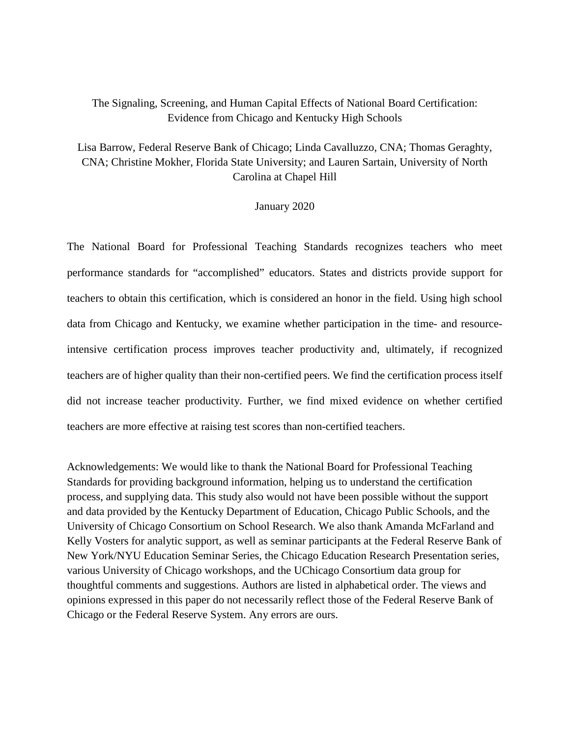# The Signaling, Screening, and Human Capital Effects of National Board Certification: Evidence from Chicago and Kentucky High Schools

Lisa Barrow, Federal Reserve Bank of Chicago; Linda Cavalluzzo, CNA; Thomas Geraghty, CNA; Christine Mokher, Florida State University; and Lauren Sartain, University of North Carolina at Chapel Hill

January 2020

The National Board for Professional Teaching Standards recognizes teachers who meet performance standards for "accomplished" educators. States and districts provide support for teachers to obtain this certification, which is considered an honor in the field. Using high school data from Chicago and Kentucky, we examine whether participation in the time- and resource-intensive certification process improves teacher productivity and, ultimately, if recognized teachers are of higher quality than their non-certified peers. We find the certification process itself did not increase teacher productivity. Further, we find mixed evidence on whether certified teachers are more effective at raising test scores than non-certified teachers.

Acknowledgements: We would like to thank the National Board for Professional Teaching Standards for providing background information, helping us to understand the certification process, and supplying data. This study also would not have been possible without the support and data provided by the Kentucky Department of Education, Chicago Public Schools, and the University of Chicago Consortium on School Research. We also thank Amanda McFarland and Kelly Vosters for analytic support, as well as seminar participants at the Federal Reserve Bank of New York/NYU Education Seminar Series, the Chicago Education Research Presentation series, various University of Chicago workshops, and the UChicago Consortium data group for thoughtful comments and suggestions. Authors are listed in alphabetical order. The views and opinions expressed in this paper do not necessarily reflect those of the Federal Reserve Bank of Chicago or the Federal Reserve System. Any errors are ours.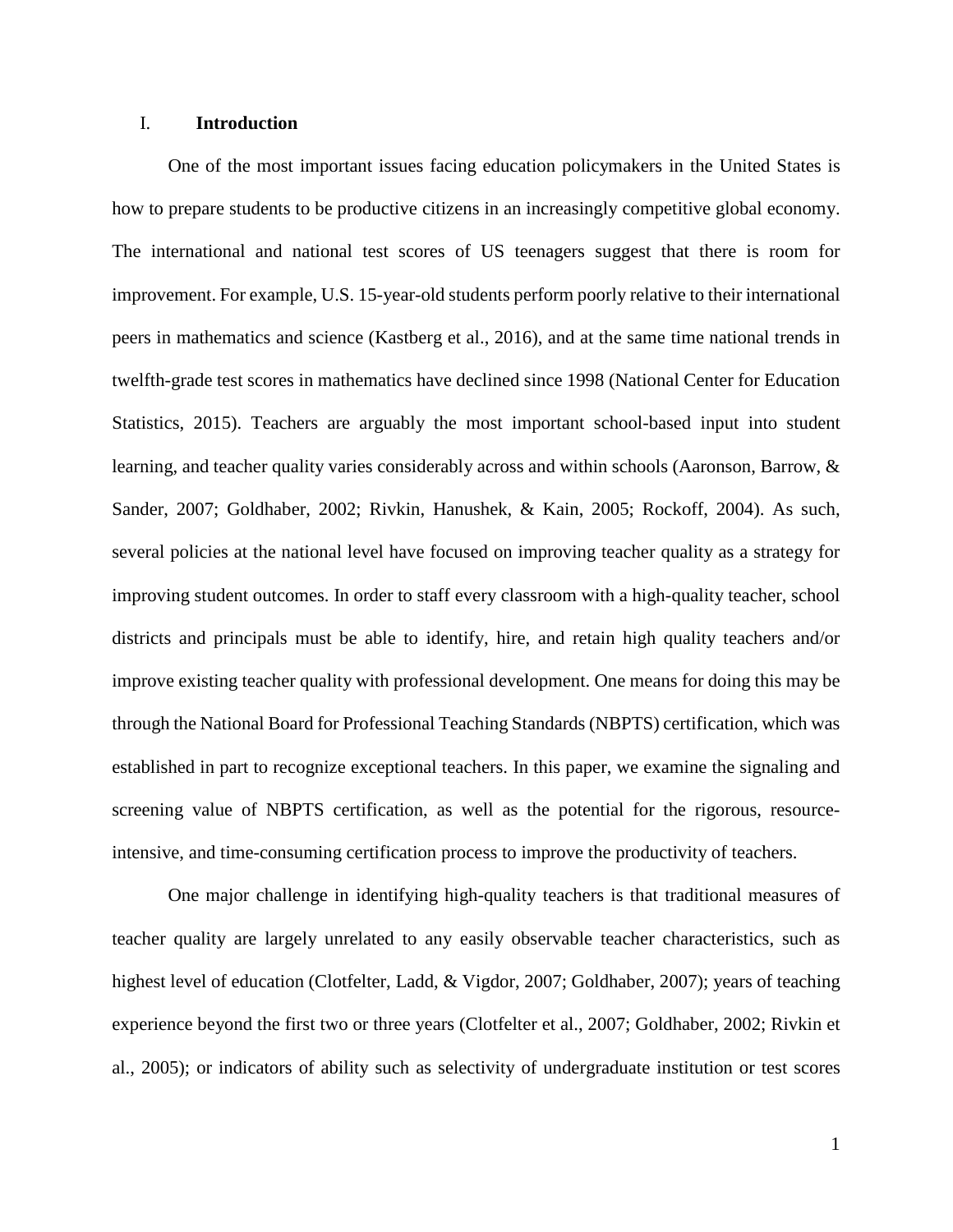## I. Introduction

One of the most important issues facing education policymakers in the United States is how to prepare students to be productive citizens in an increasingly competitive global economy. The international and national test scores of US teenagers suggest that there is room for improvement. For example, U.S. 15-year-old students perform poorly relative to their international peers in mathematics and science (Kastberg et al., 2016), and at the same time national trends in twelfth-grade test scores in mathematics have declined since 1998 (National Center for Education Statistics, 2015). Teachers are arguably the most important school-based input into student learning, and teacher quality varies considerably across and within schools (Aaronson, Barrow, & Sander, 2007; Goldhaber, 2002; Rivkin, Hanushek, & Kain, 2005; Rockoff, 2004). As such, several policies at the national level have focused on improving teacher quality as a strategy for improving student outcomes. In order to staff every classroom with a high-quality teacher, school districts and principals must be able to identify, hire, and retain high quality teachers and/or improve existing teacher quality with professional development. One means for doing this may be through the National Board for Professional Teaching Standards (NBPTS) certification, which was established in part to recognize exceptional teachers. In this paper, we examine the signaling and screening value of NBPTS certification, as well as the potential for the rigorous, resource-intensive, and time-consuming certification process to improve the productivity of teachers.

One major challenge in identifying high-quality teachers is that traditional measures of teacher quality are largely unrelated to any easily observable teacher characteristics, such as highest level of education (Clotfelter, Ladd, & Vigdor, 2007; Goldhaber, 2007); years of teaching experience beyond the first two or three years (Clotfelter et al., 2007; Goldhaber, 2002; Rivkin et al., 2005); or indicators of ability such as selectivity of undergraduate institution or test scores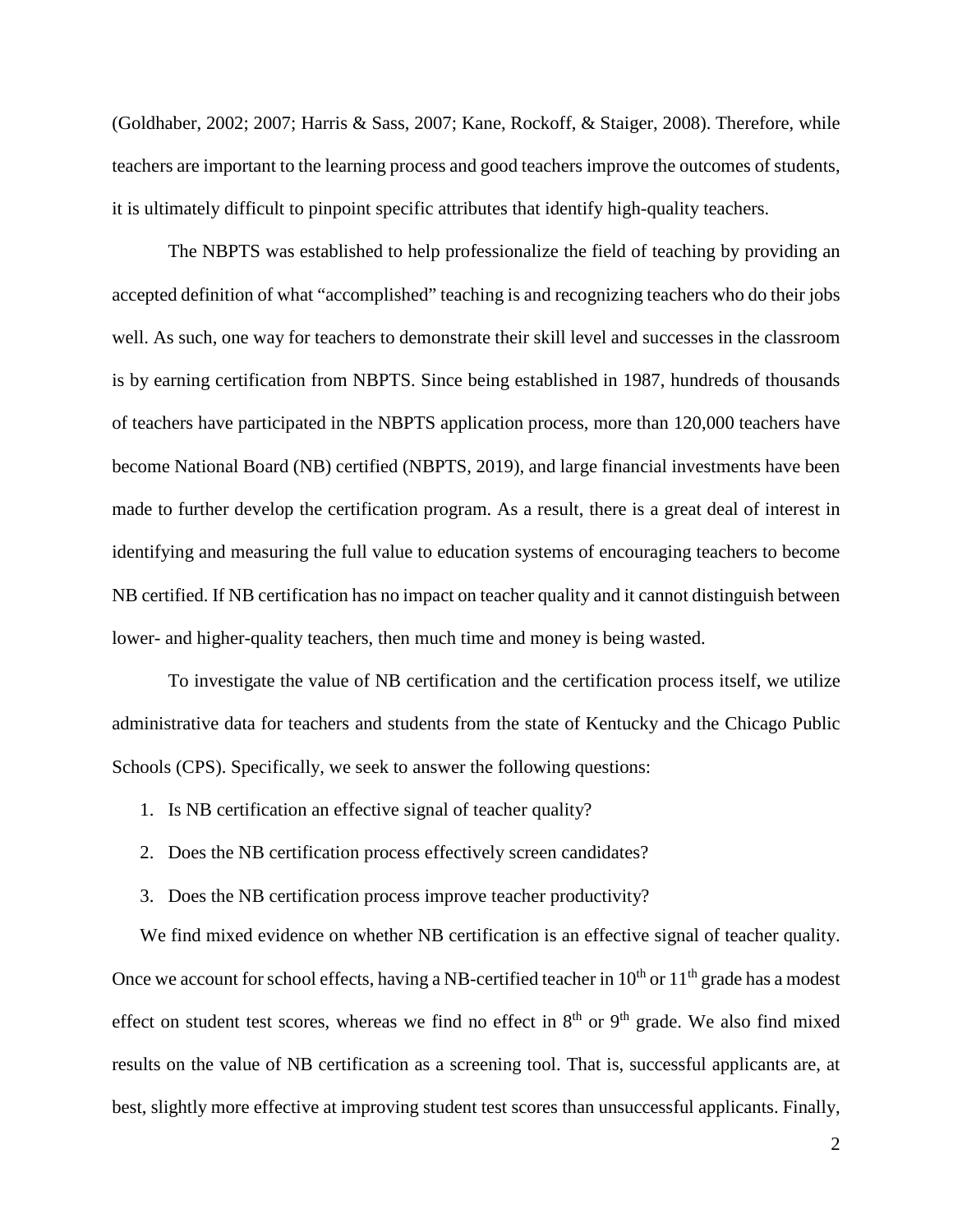(Goldhaber, 2002; 2007; Harris & Sass, 2007; Kane, Rockoff, & Staiger, 2008). Therefore, while teachers are important to the learning process and good teachers improve the outcomes of students, it is ultimately difficult to pinpoint specific attributes that identify high-quality teachers.

The NBPTS was established to help professionalize the field of teaching by providing an accepted definition of what "accomplished" teaching is and recognizing teachers who do their jobs well. As such, one way for teachers to demonstrate their skill level and successes in the classroom is by earning certification from NBPTS. Since being established in 1987, hundreds of thousands of teachers have participated in the NBPTS application process, more than 120,000 teachers have become National Board (NB) certified (NBPTS, 2019), and large financial investments have been made to further develop the certification program. As a result, there is a great deal of interest in identifying and measuring the full value to education systems of encouraging teachers to become NB certified. If NB certification has no impact on teacher quality and it cannot distinguish between lower- and higher-quality teachers, then much time and money is being wasted.

To investigate the value of NB certification and the certification process itself, we utilize administrative data for teachers and students from the state of Kentucky and the Chicago Public Schools (CPS). Specifically, we seek to answer the following questions:

1. Is NB certification an effective signal of teacher quality?
2. Does the NB certification process effectively screen candidates?
3. Does the NB certification process improve teacher productivity?

We find mixed evidence on whether NB certification is an effective signal of teacher quality. Once we account for school effects, having a NB-certified teacher in 10th or 11th grade has a modest effect on student test scores, whereas we find no effect in 8th or 9th grade. We also find mixed results on the value of NB certification as a screening tool. That is, successful applicants are, at best, slightly more effective at improving student test scores than unsuccessful applicants. Finally,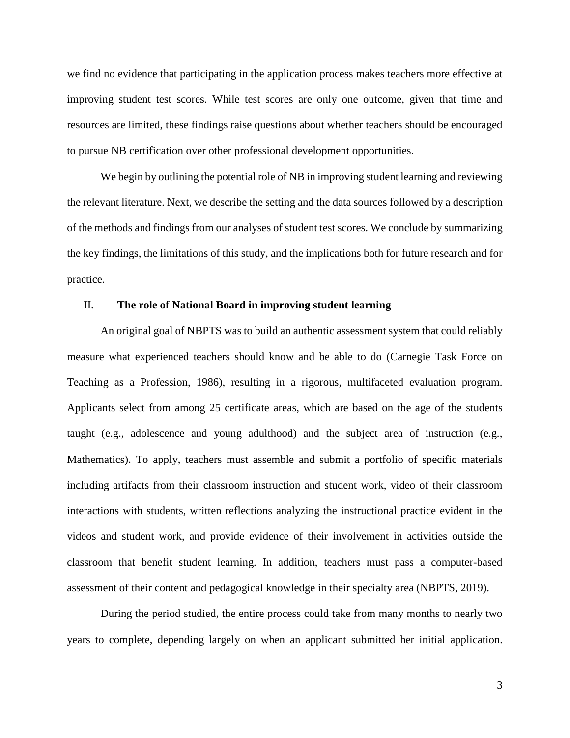we find no evidence that participating in the application process makes teachers more effective at improving student test scores. While test scores are only one outcome, given that time and resources are limited, these findings raise questions about whether teachers should be encouraged to pursue NB certification over other professional development opportunities.

We begin by outlining the potential role of NB in improving student learning and reviewing the relevant literature. Next, we describe the setting and the data sources followed by a description of the methods and findings from our analyses of student test scores. We conclude by summarizing the key findings, the limitations of this study, and the implications both for future research and for practice.

## II. The role of National Board in improving student learning

An original goal of NBPTS was to build an authentic assessment system that could reliably measure what experienced teachers should know and be able to do (Carnegie Task Force on Teaching as a Profession, 1986), resulting in a rigorous, multifaceted evaluation program. Applicants select from among 25 certificate areas, which are based on the age of the students taught (e.g., adolescence and young adulthood) and the subject area of instruction (e.g., Mathematics). To apply, teachers must assemble and submit a portfolio of specific materials including artifacts from their classroom instruction and student work, video of their classroom interactions with students, written reflections analyzing the instructional practice evident in the videos and student work, and provide evidence of their involvement in activities outside the classroom that benefit student learning. In addition, teachers must pass a computer-based assessment of their content and pedagogical knowledge in their specialty area (NBPTS, 2019).

During the period studied, the entire process could take from many months to nearly two years to complete, depending largely on when an applicant submitted her initial application.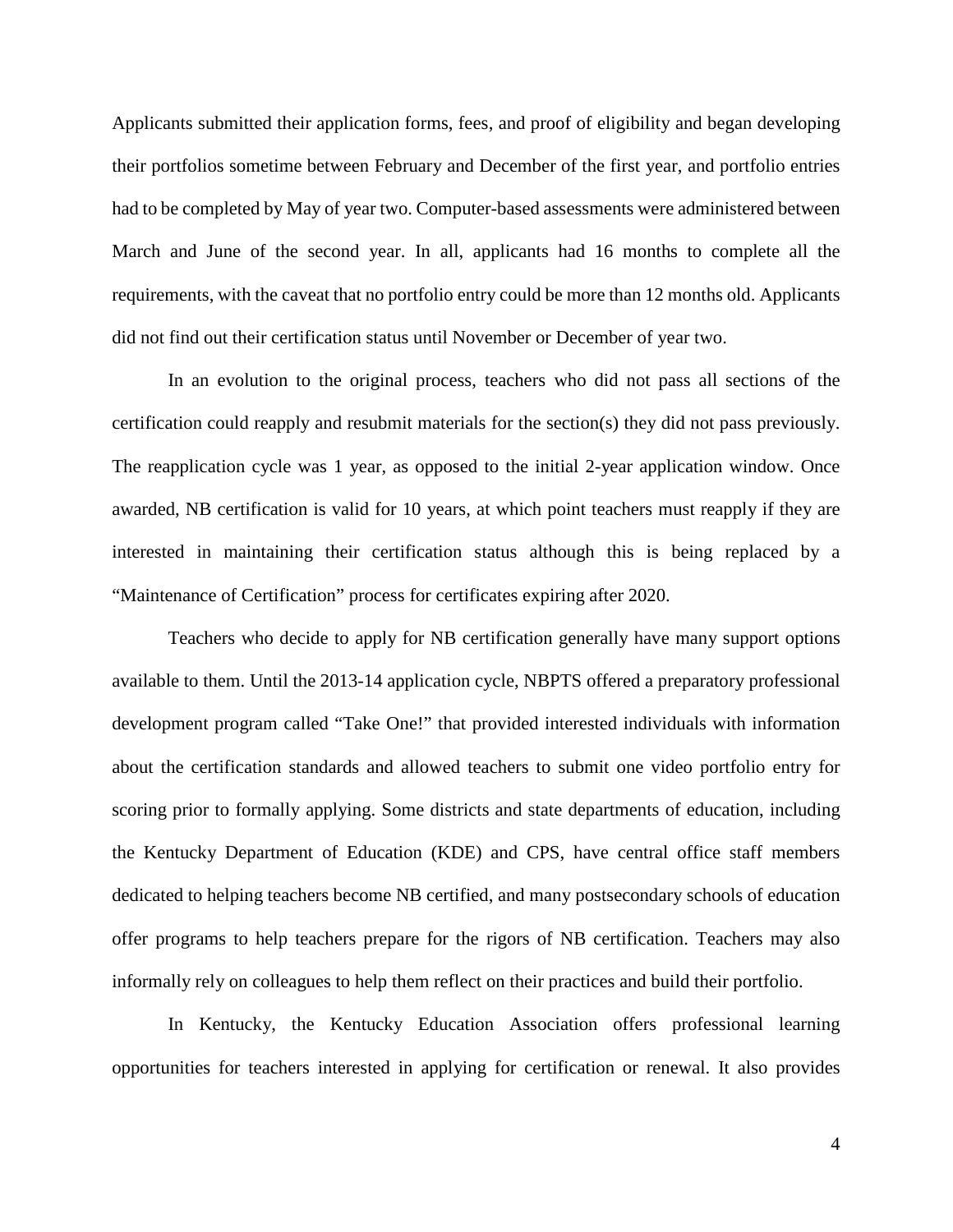Applicants submitted their application forms, fees, and proof of eligibility and began developing their portfolios sometime between February and December of the first year, and portfolio entries had to be completed by May of year two. Computer-based assessments were administered between March and June of the second year. In all, applicants had 16 months to complete all the requirements, with the caveat that no portfolio entry could be more than 12 months old. Applicants did not find out their certification status until November or December of year two.

In an evolution to the original process, teachers who did not pass all sections of the certification could reapply and resubmit materials for the section(s) they did not pass previously. The reapplication cycle was 1 year, as opposed to the initial 2-year application window. Once awarded, NB certification is valid for 10 years, at which point teachers must reapply if they are interested in maintaining their certification status although this is being replaced by a "Maintenance of Certification" process for certificates expiring after 2020.

Teachers who decide to apply for NB certification generally have many support options available to them. Until the 2013-14 application cycle, NBPTS offered a preparatory professional development program called "Take One!" that provided interested individuals with information about the certification standards and allowed teachers to submit one video portfolio entry for scoring prior to formally applying. Some districts and state departments of education, including the Kentucky Department of Education (KDE) and CPS, have central office staff members dedicated to helping teachers become NB certified, and many postsecondary schools of education offer programs to help teachers prepare for the rigors of NB certification. Teachers may also informally rely on colleagues to help them reflect on their practices and build their portfolio.

In Kentucky, the Kentucky Education Association offers professional learning opportunities for teachers interested in applying for certification or renewal. It also provides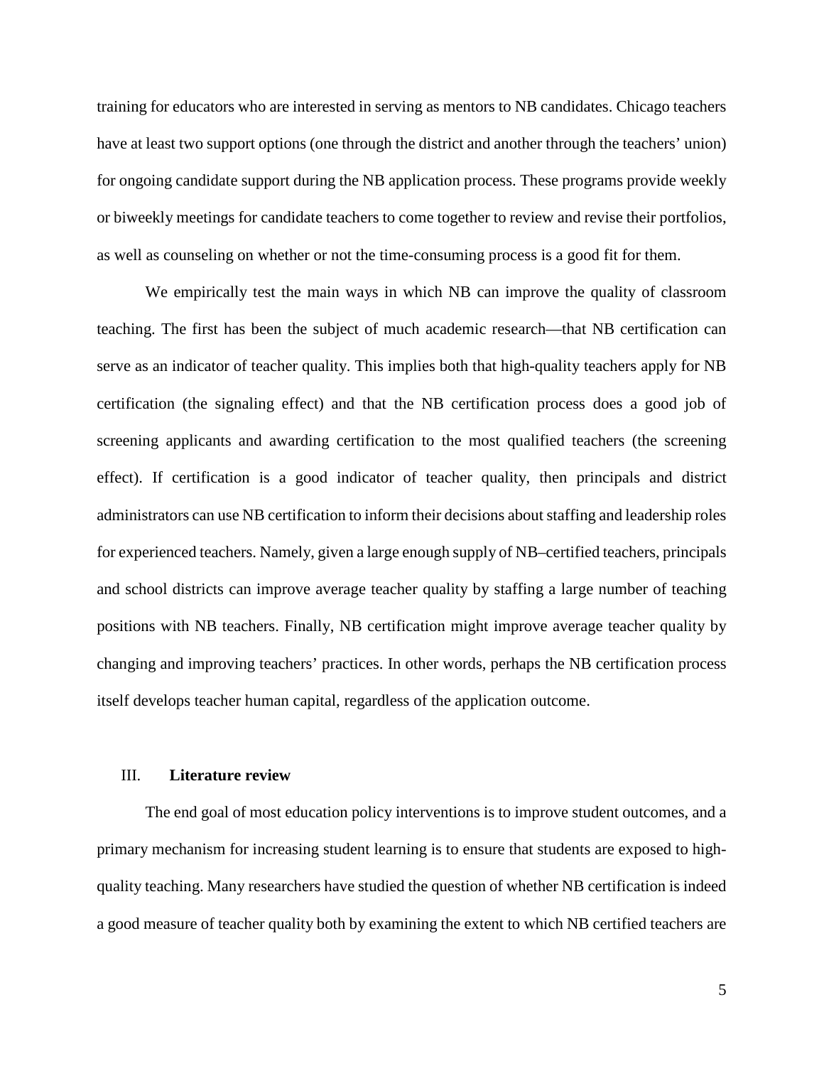training for educators who are interested in serving as mentors to NB candidates. Chicago teachers have at least two support options (one through the district and another through the teachers' union) for ongoing candidate support during the NB application process. These programs provide weekly or biweekly meetings for candidate teachers to come together to review and revise their portfolios, as well as counseling on whether or not the time-consuming process is a good fit for them.

We empirically test the main ways in which NB can improve the quality of classroom teaching. The first has been the subject of much academic research—that NB certification can serve as an indicator of teacher quality. This implies both that high-quality teachers apply for NB certification (the signaling effect) and that the NB certification process does a good job of screening applicants and awarding certification to the most qualified teachers (the screening effect). If certification is a good indicator of teacher quality, then principals and district administrators can use NB certification to inform their decisions about staffing and leadership roles for experienced teachers. Namely, given a large enough supply of NB–certified teachers, principals and school districts can improve average teacher quality by staffing a large number of teaching positions with NB teachers. Finally, NB certification might improve average teacher quality by changing and improving teachers' practices. In other words, perhaps the NB certification process itself develops teacher human capital, regardless of the application outcome.

## III. **Literature review**

The end goal of most education policy interventions is to improve student outcomes, and a primary mechanism for increasing student learning is to ensure that students are exposed to high-quality teaching. Many researchers have studied the question of whether NB certification is indeed a good measure of teacher quality both by examining the extent to which NB certified teachers are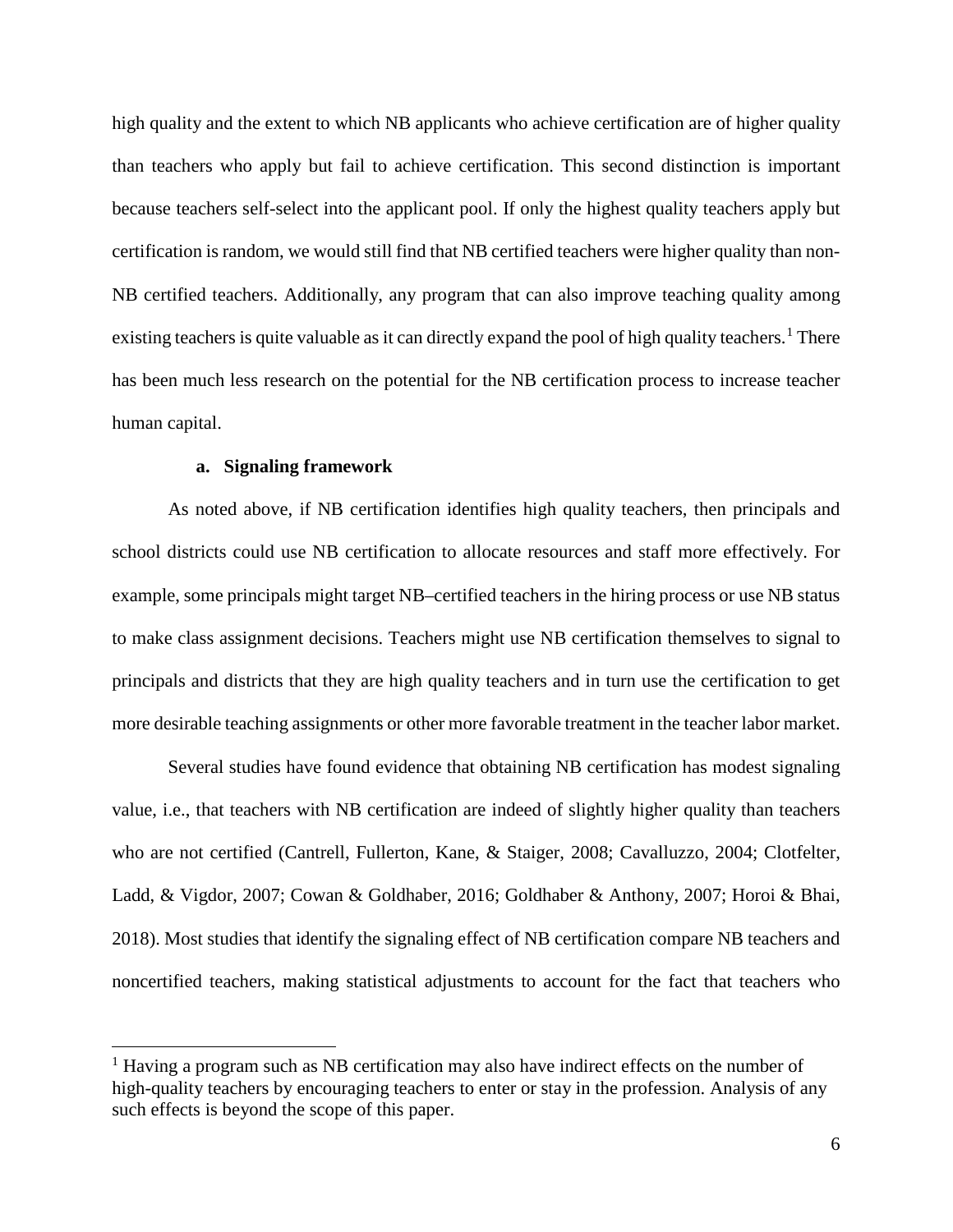high quality and the extent to which NB applicants who achieve certification are of higher quality than teachers who apply but fail to achieve certification. This second distinction is important because teachers self-select into the applicant pool. If only the highest quality teachers apply but certification is random, we would still find that NB certified teachers were higher quality than non-NB certified teachers. Additionally, any program that can also improve teaching quality among existing teachers is quite valuable as it can directly expand the pool of high quality teachers.[1] There has been much less research on the potential for the NB certification process to increase teacher human capital.

### a. Signaling framework

As noted above, if NB certification identifies high quality teachers, then principals and school districts could use NB certification to allocate resources and staff more effectively. For example, some principals might target NB–certified teachers in the hiring process or use NB status to make class assignment decisions. Teachers might use NB certification themselves to signal to principals and districts that they are high quality teachers and in turn use the certification to get more desirable teaching assignments or other more favorable treatment in the teacher labor market.

Several studies have found evidence that obtaining NB certification has modest signaling value, i.e., that teachers with NB certification are indeed of slightly higher quality than teachers who are not certified (Cantrell, Fullerton, Kane, & Staiger, 2008; Cavalluzzo, 2004; Clotfelter, Ladd, & Vigdor, 2007; Cowan & Goldhaber, 2016; Goldhaber & Anthony, 2007; Horoi & Bhai, 2018). Most studies that identify the signaling effect of NB certification compare NB teachers and noncertified teachers, making statistical adjustments to account for the fact that teachers who

[1] Having a program such as NB certification may also have indirect effects on the number of high-quality teachers by encouraging teachers to enter or stay in the profession. Analysis of any such effects is beyond the scope of this paper.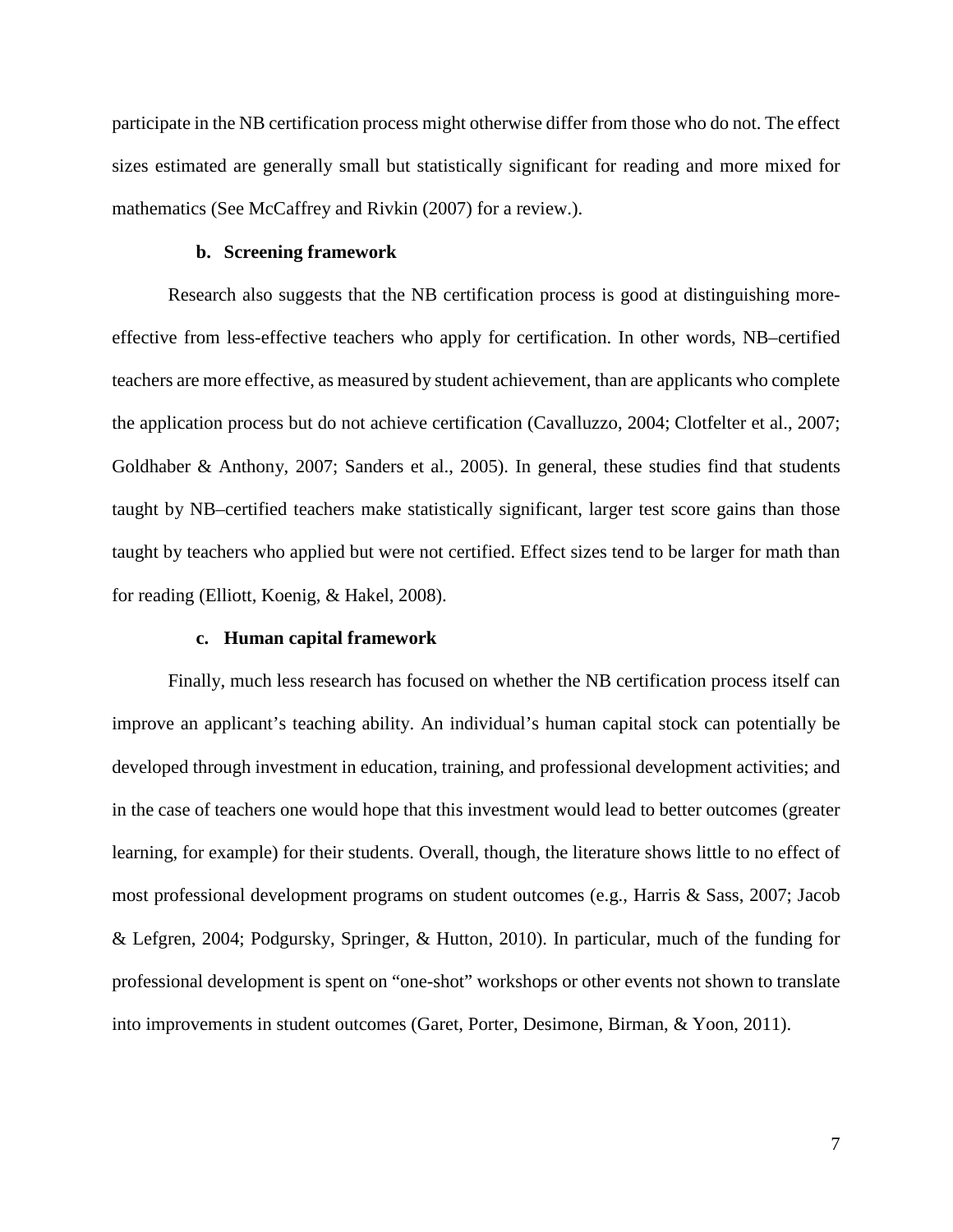participate in the NB certification process might otherwise differ from those who do not. The effect sizes estimated are generally small but statistically significant for reading and more mixed for mathematics (See McCaffrey and Rivkin (2007) for a review.).

#### b. Screening framework

Research also suggests that the NB certification process is good at distinguishing more-effective from less-effective teachers who apply for certification. In other words, NB–certified teachers are more effective, as measured by student achievement, than are applicants who complete the application process but do not achieve certification (Cavalluzzo, 2004; Clotfelter et al., 2007; Goldhaber & Anthony, 2007; Sanders et al., 2005). In general, these studies find that students taught by NB–certified teachers make statistically significant, larger test score gains than those taught by teachers who applied but were not certified. Effect sizes tend to be larger for math than for reading (Elliott, Koenig, & Hakel, 2008).

#### c. Human capital framework

Finally, much less research has focused on whether the NB certification process itself can improve an applicant's teaching ability. An individual's human capital stock can potentially be developed through investment in education, training, and professional development activities; and in the case of teachers one would hope that this investment would lead to better outcomes (greater learning, for example) for their students. Overall, though, the literature shows little to no effect of most professional development programs on student outcomes (e.g., Harris & Sass, 2007; Jacob & Lefgren, 2004; Podgursky, Springer, & Hutton, 2010). In particular, much of the funding for professional development is spent on "one-shot" workshops or other events not shown to translate into improvements in student outcomes (Garet, Porter, Desimone, Birman, & Yoon, 2011).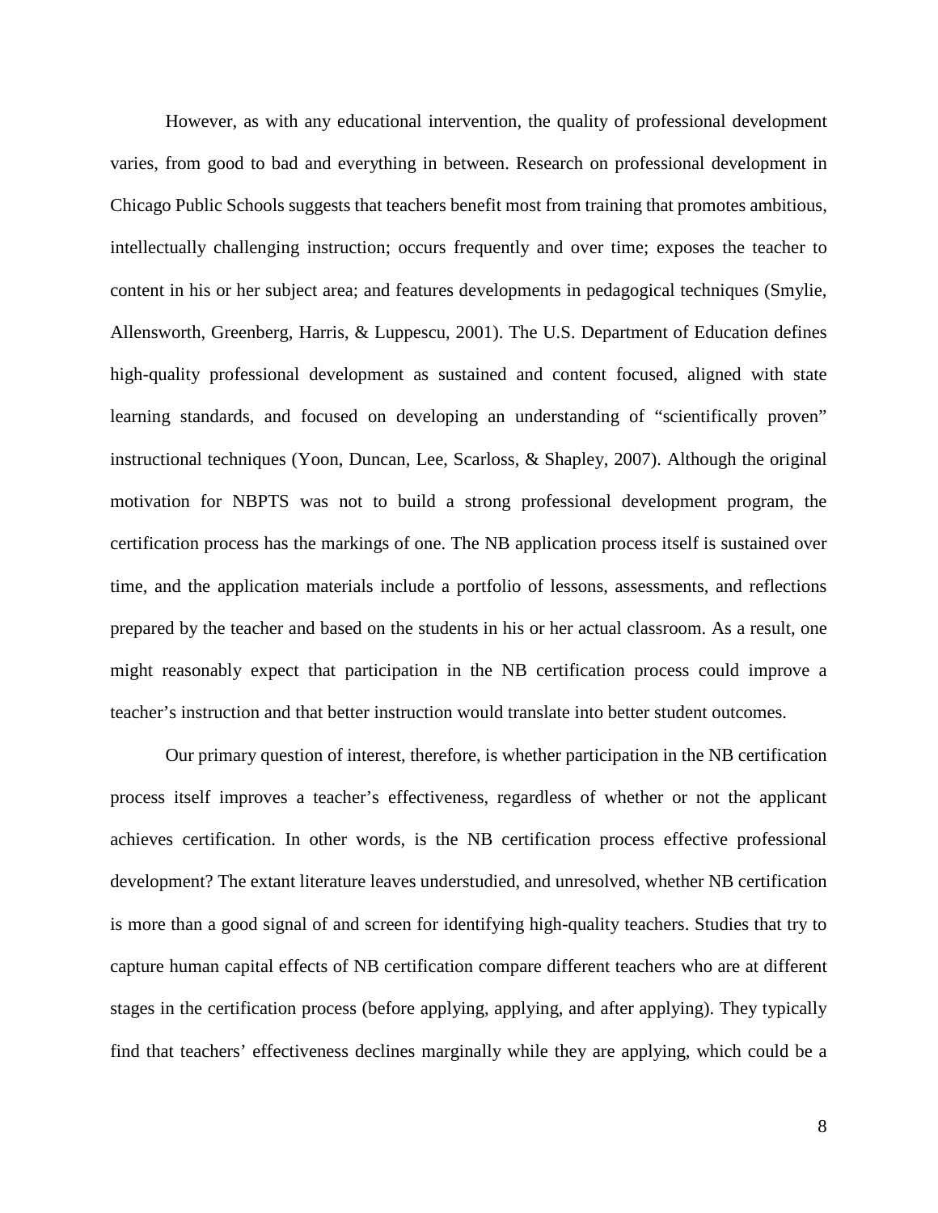However, as with any educational intervention, the quality of professional development varies, from good to bad and everything in between. Research on professional development in Chicago Public Schools suggests that teachers benefit most from training that promotes ambitious, intellectually challenging instruction; occurs frequently and over time; exposes the teacher to content in his or her subject area; and features developments in pedagogical techniques (Smylie, Allensworth, Greenberg, Harris, & Luppescu, 2001). The U.S. Department of Education defines high-quality professional development as sustained and content focused, aligned with state learning standards, and focused on developing an understanding of "scientifically proven" instructional techniques (Yoon, Duncan, Lee, Scarloss, & Shapley, 2007). Although the original motivation for NBPTS was not to build a strong professional development program, the certification process has the markings of one. The NB application process itself is sustained over time, and the application materials include a portfolio of lessons, assessments, and reflections prepared by the teacher and based on the students in his or her actual classroom. As a result, one might reasonably expect that participation in the NB certification process could improve a teacher's instruction and that better instruction would translate into better student outcomes.

Our primary question of interest, therefore, is whether participation in the NB certification process itself improves a teacher's effectiveness, regardless of whether or not the applicant achieves certification. In other words, is the NB certification process effective professional development? The extant literature leaves understudied, and unresolved, whether NB certification is more than a good signal of and screen for identifying high-quality teachers. Studies that try to capture human capital effects of NB certification compare different teachers who are at different stages in the certification process (before applying, applying, and after applying). They typically find that teachers' effectiveness declines marginally while they are applying, which could be a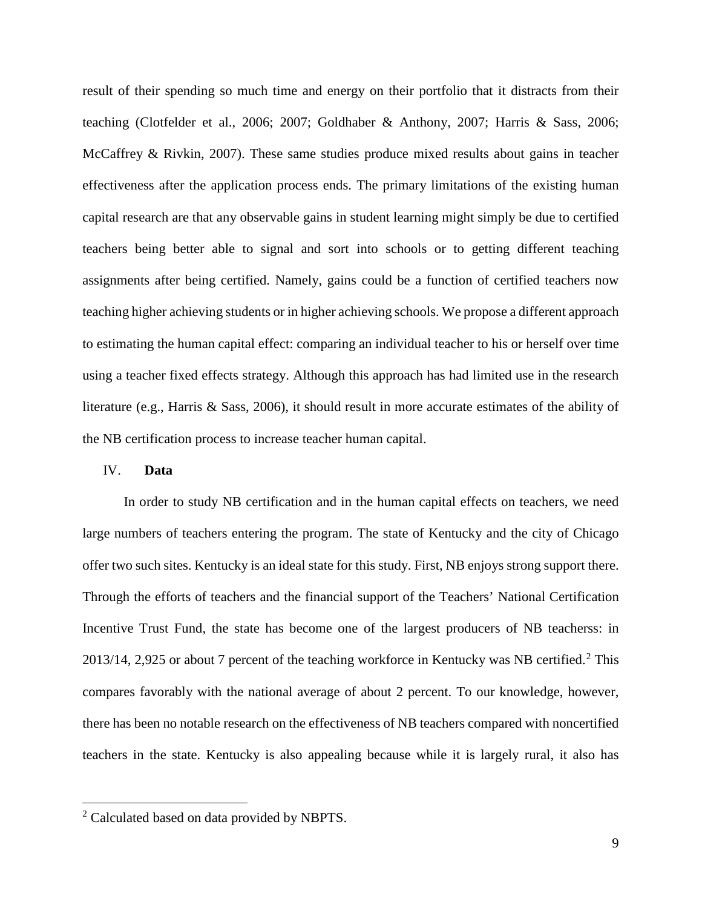result of their spending so much time and energy on their portfolio that it distracts from their teaching (Clotfelder et al., 2006; 2007; Goldhaber & Anthony, 2007; Harris & Sass, 2006; McCaffrey & Rivkin, 2007). These same studies produce mixed results about gains in teacher effectiveness after the application process ends. The primary limitations of the existing human capital research are that any observable gains in student learning might simply be due to certified teachers being better able to signal and sort into schools or to getting different teaching assignments after being certified. Namely, gains could be a function of certified teachers now teaching higher achieving students or in higher achieving schools. We propose a different approach to estimating the human capital effect: comparing an individual teacher to his or herself over time using a teacher fixed effects strategy. Although this approach has had limited use in the research literature (e.g., Harris & Sass, 2006), it should result in more accurate estimates of the ability of the NB certification process to increase teacher human capital.

## IV. Data

In order to study NB certification and in the human capital effects on teachers, we need large numbers of teachers entering the program. The state of Kentucky and the city of Chicago offer two such sites. Kentucky is an ideal state for this study. First, NB enjoys strong support there. Through the efforts of teachers and the financial support of the Teachers' National Certification Incentive Trust Fund, the state has become one of the largest producers of NB teacherss: in 2013/14, 2,925 or about 7 percent of the teaching workforce in Kentucky was NB certified.[2] This compares favorably with the national average of about 2 percent. To our knowledge, however, there has been no notable research on the effectiveness of NB teachers compared with noncertified teachers in the state. Kentucky is also appealing because while it is largely rural, it also has

[2] Calculated based on data provided by NBPTS.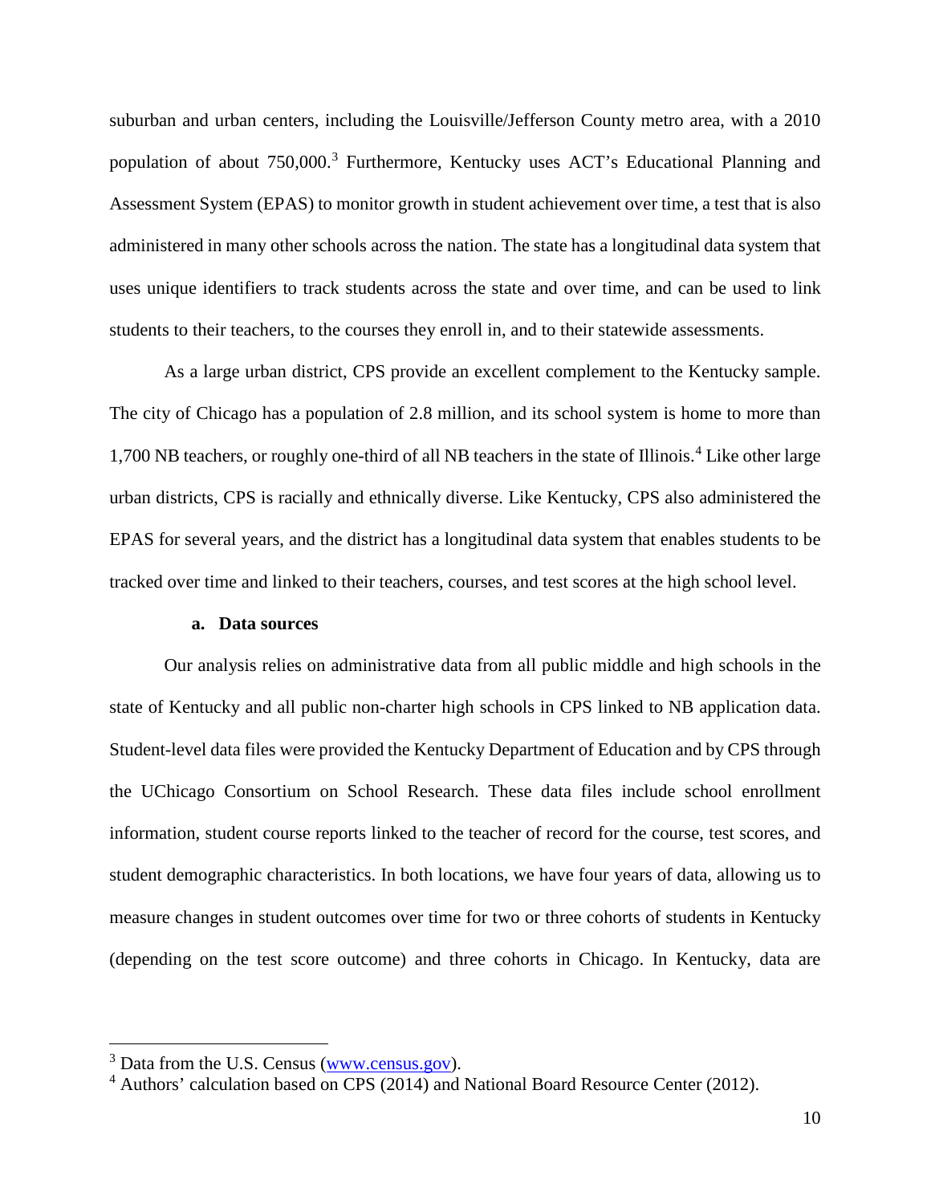suburban and urban centers, including the Louisville/Jefferson County metro area, with a 2010 population of about 750,000.[3] Furthermore, Kentucky uses ACT's Educational Planning and Assessment System (EPAS) to monitor growth in student achievement over time, a test that is also administered in many other schools across the nation. The state has a longitudinal data system that uses unique identifiers to track students across the state and over time, and can be used to link students to their teachers, to the courses they enroll in, and to their statewide assessments.

As a large urban district, CPS provide an excellent complement to the Kentucky sample. The city of Chicago has a population of 2.8 million, and its school system is home to more than 1,700 NB teachers, or roughly one-third of all NB teachers in the state of Illinois.[4] Like other large urban districts, CPS is racially and ethnically diverse. Like Kentucky, CPS also administered the EPAS for several years, and the district has a longitudinal data system that enables students to be tracked over time and linked to their teachers, courses, and test scores at the high school level.

### a. Data sources

Our analysis relies on administrative data from all public middle and high schools in the state of Kentucky and all public non-charter high schools in CPS linked to NB application data. Student-level data files were provided the Kentucky Department of Education and by CPS through the UChicago Consortium on School Research. These data files include school enrollment information, student course reports linked to the teacher of record for the course, test scores, and student demographic characteristics. In both locations, we have four years of data, allowing us to measure changes in student outcomes over time for two or three cohorts of students in Kentucky (depending on the test score outcome) and three cohorts in Chicago. In Kentucky, data are

---

[3] Data from the U.S. Census (www.census.gov).

[4] Authors' calculation based on CPS (2014) and National Board Resource Center (2012).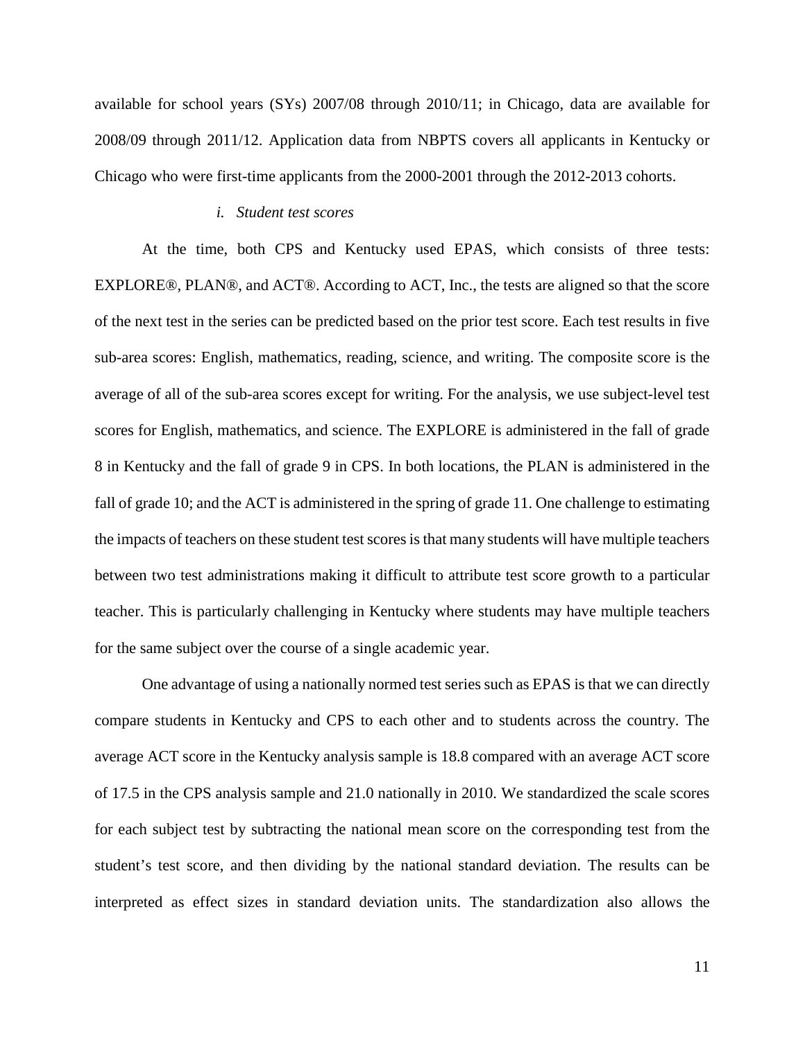available for school years (SYs) 2007/08 through 2010/11; in Chicago, data are available for 2008/09 through 2011/12. Application data from NBPTS covers all applicants in Kentucky or Chicago who were first-time applicants from the 2000-2001 through the 2012-2013 cohorts.

*i. Student test scores*

At the time, both CPS and Kentucky used EPAS, which consists of three tests: EXPLORE®, PLAN®, and ACT®. According to ACT, Inc., the tests are aligned so that the score of the next test in the series can be predicted based on the prior test score. Each test results in five sub-area scores: English, mathematics, reading, science, and writing. The composite score is the average of all of the sub-area scores except for writing. For the analysis, we use subject-level test scores for English, mathematics, and science. The EXPLORE is administered in the fall of grade 8 in Kentucky and the fall of grade 9 in CPS. In both locations, the PLAN is administered in the fall of grade 10; and the ACT is administered in the spring of grade 11. One challenge to estimating the impacts of teachers on these student test scores is that many students will have multiple teachers between two test administrations making it difficult to attribute test score growth to a particular teacher. This is particularly challenging in Kentucky where students may have multiple teachers for the same subject over the course of a single academic year.

One advantage of using a nationally normed test series such as EPAS is that we can directly compare students in Kentucky and CPS to each other and to students across the country. The average ACT score in the Kentucky analysis sample is 18.8 compared with an average ACT score of 17.5 in the CPS analysis sample and 21.0 nationally in 2010. We standardized the scale scores for each subject test by subtracting the national mean score on the corresponding test from the student's test score, and then dividing by the national standard deviation. The results can be interpreted as effect sizes in standard deviation units. The standardization also allows the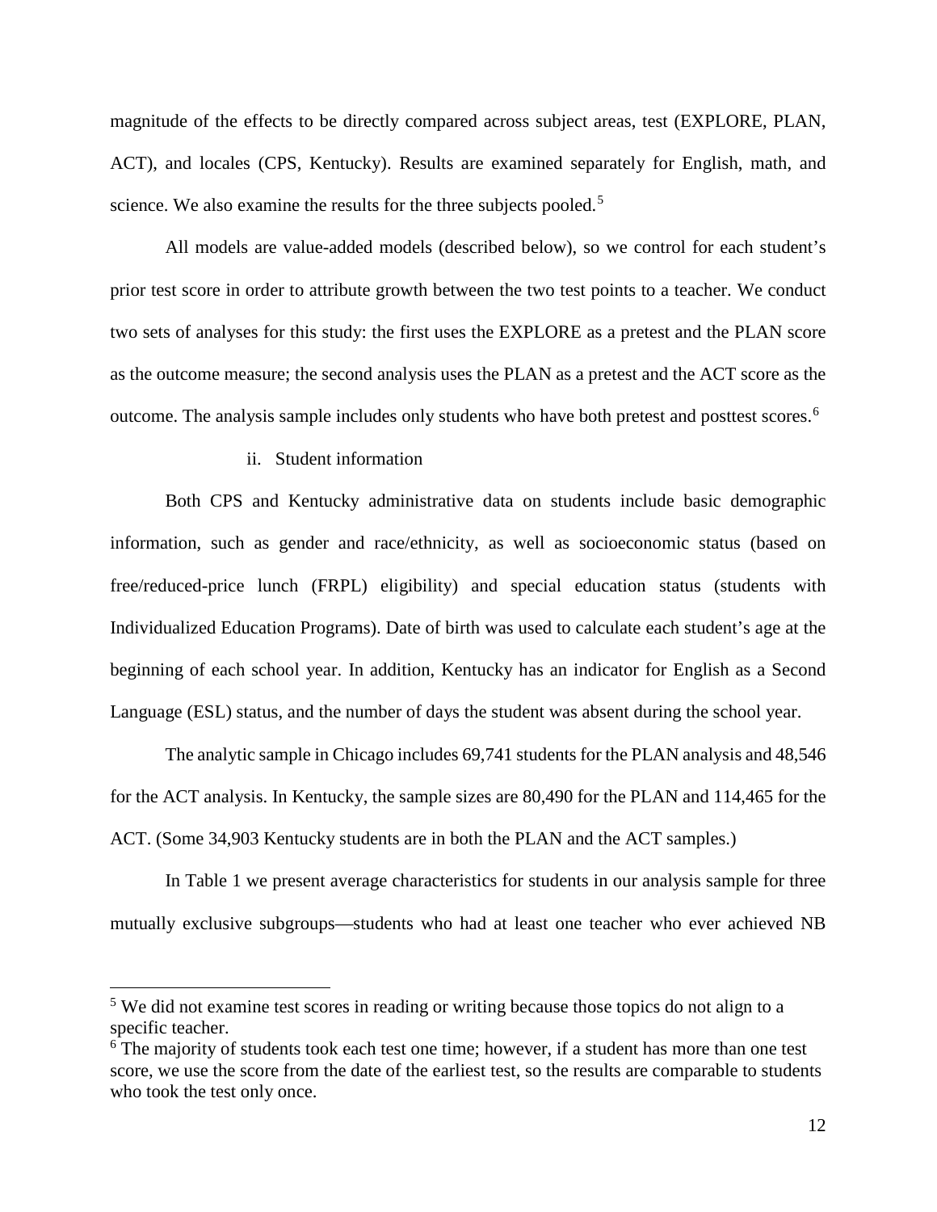magnitude of the effects to be directly compared across subject areas, test (EXPLORE, PLAN, ACT), and locales (CPS, Kentucky). Results are examined separately for English, math, and science. We also examine the results for the three subjects pooled.[5]

All models are value-added models (described below), so we control for each student's prior test score in order to attribute growth between the two test points to a teacher. We conduct two sets of analyses for this study: the first uses the EXPLORE as a pretest and the PLAN score as the outcome measure; the second analysis uses the PLAN as a pretest and the ACT score as the outcome. The analysis sample includes only students who have both pretest and posttest scores.[6]

ii. Student information

Both CPS and Kentucky administrative data on students include basic demographic information, such as gender and race/ethnicity, as well as socioeconomic status (based on free/reduced-price lunch (FRPL) eligibility) and special education status (students with Individualized Education Programs). Date of birth was used to calculate each student's age at the beginning of each school year. In addition, Kentucky has an indicator for English as a Second Language (ESL) status, and the number of days the student was absent during the school year.

The analytic sample in Chicago includes 69,741 students for the PLAN analysis and 48,546 for the ACT analysis. In Kentucky, the sample sizes are 80,490 for the PLAN and 114,465 for the ACT. (Some 34,903 Kentucky students are in both the PLAN and the ACT samples.)

In Table 1 we present average characteristics for students in our analysis sample for three mutually exclusive subgroups—students who had at least one teacher who ever achieved NB

---

[5] We did not examine test scores in reading or writing because those topics do not align to a specific teacher.

[6] The majority of students took each test one time; however, if a student has more than one test score, we use the score from the date of the earliest test, so the results are comparable to students who took the test only once.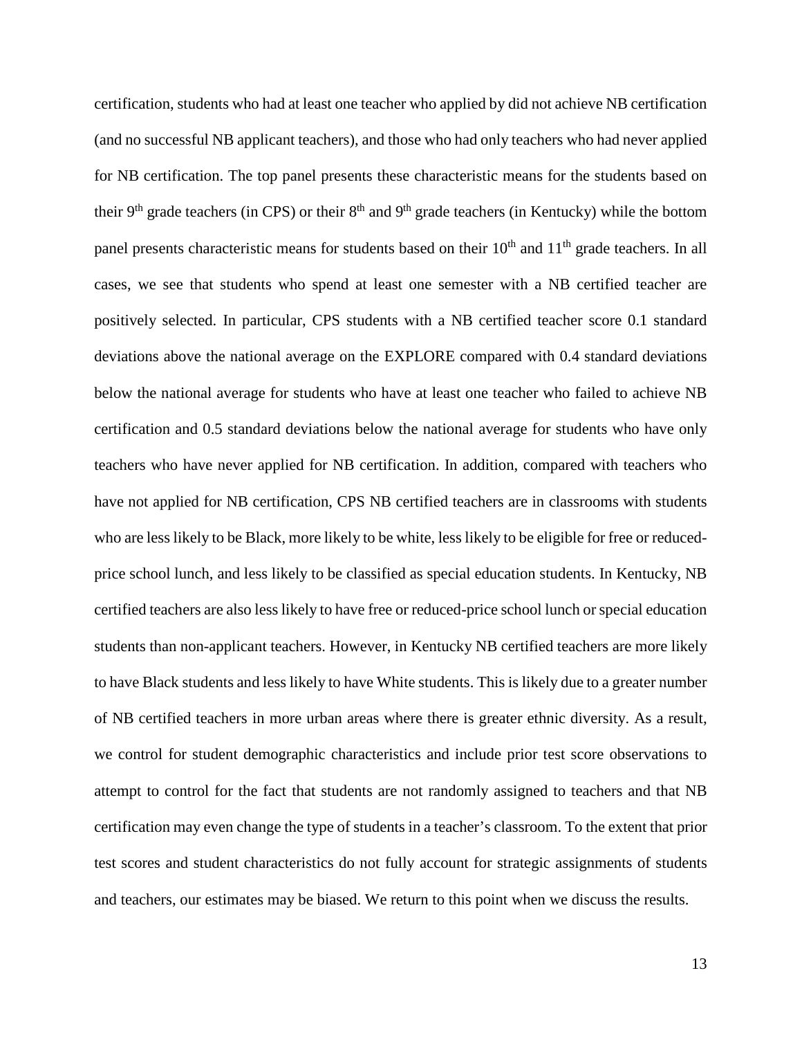certification, students who had at least one teacher who applied by did not achieve NB certification (and no successful NB applicant teachers), and those who had only teachers who had never applied for NB certification. The top panel presents these characteristic means for the students based on their 9th grade teachers (in CPS) or their 8th and 9th grade teachers (in Kentucky) while the bottom panel presents characteristic means for students based on their 10th and 11th grade teachers. In all cases, we see that students who spend at least one semester with a NB certified teacher are positively selected. In particular, CPS students with a NB certified teacher score 0.1 standard deviations above the national average on the EXPLORE compared with 0.4 standard deviations below the national average for students who have at least one teacher who failed to achieve NB certification and 0.5 standard deviations below the national average for students who have only teachers who have never applied for NB certification. In addition, compared with teachers who have not applied for NB certification, CPS NB certified teachers are in classrooms with students who are less likely to be Black, more likely to be white, less likely to be eligible for free or reduced-price school lunch, and less likely to be classified as special education students. In Kentucky, NB certified teachers are also less likely to have free or reduced-price school lunch or special education students than non-applicant teachers. However, in Kentucky NB certified teachers are more likely to have Black students and less likely to have White students. This is likely due to a greater number of NB certified teachers in more urban areas where there is greater ethnic diversity. As a result, we control for student demographic characteristics and include prior test score observations to attempt to control for the fact that students are not randomly assigned to teachers and that NB certification may even change the type of students in a teacher's classroom. To the extent that prior test scores and student characteristics do not fully account for strategic assignments of students and teachers, our estimates may be biased. We return to this point when we discuss the results.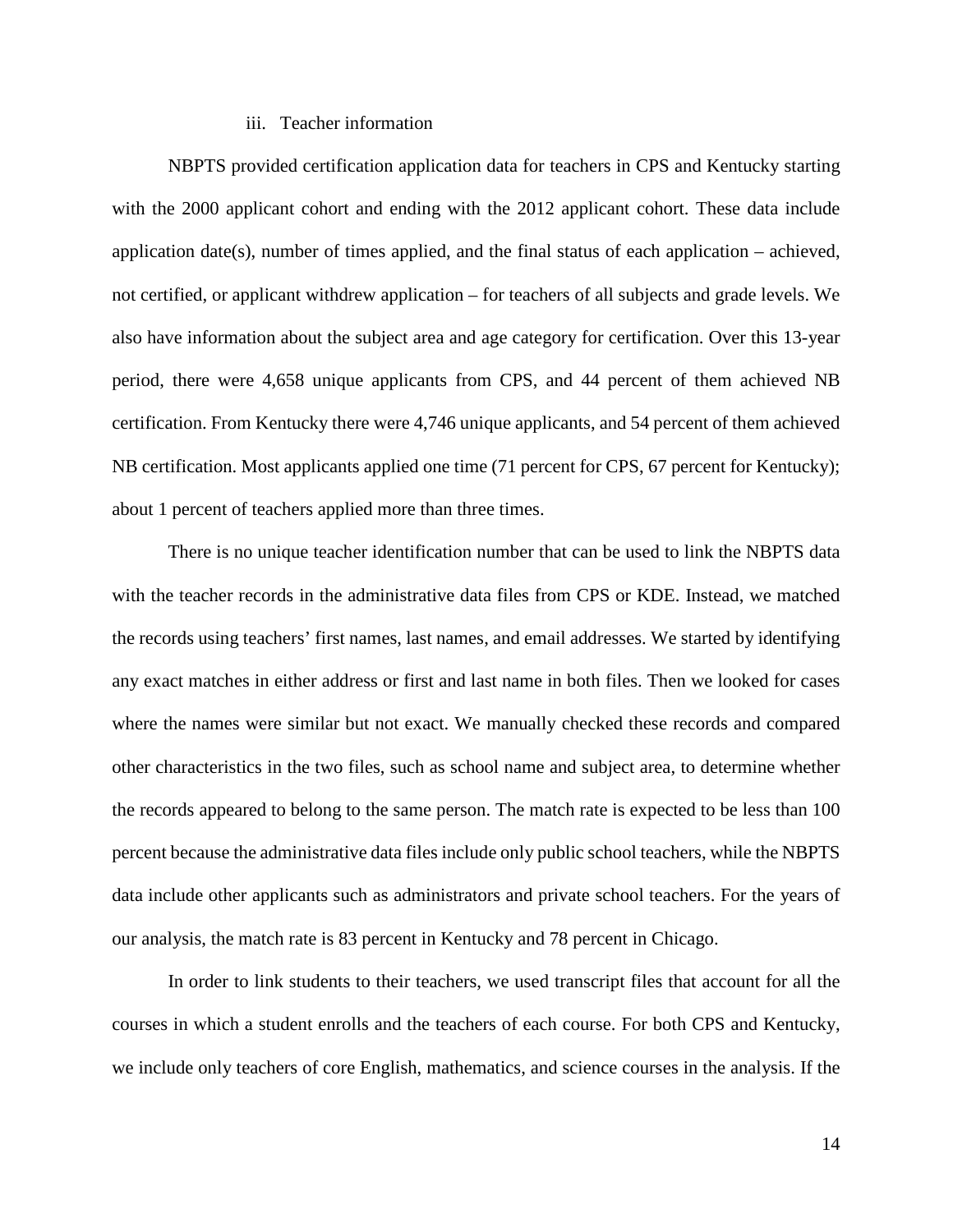### iii. Teacher information

NBPTS provided certification application data for teachers in CPS and Kentucky starting with the 2000 applicant cohort and ending with the 2012 applicant cohort. These data include application date(s), number of times applied, and the final status of each application – achieved, not certified, or applicant withdrew application – for teachers of all subjects and grade levels. We also have information about the subject area and age category for certification. Over this 13-year period, there were 4,658 unique applicants from CPS, and 44 percent of them achieved NB certification. From Kentucky there were 4,746 unique applicants, and 54 percent of them achieved NB certification. Most applicants applied one time (71 percent for CPS, 67 percent for Kentucky); about 1 percent of teachers applied more than three times.

There is no unique teacher identification number that can be used to link the NBPTS data with the teacher records in the administrative data files from CPS or KDE. Instead, we matched the records using teachers' first names, last names, and email addresses. We started by identifying any exact matches in either address or first and last name in both files. Then we looked for cases where the names were similar but not exact. We manually checked these records and compared other characteristics in the two files, such as school name and subject area, to determine whether the records appeared to belong to the same person. The match rate is expected to be less than 100 percent because the administrative data files include only public school teachers, while the NBPTS data include other applicants such as administrators and private school teachers. For the years of our analysis, the match rate is 83 percent in Kentucky and 78 percent in Chicago.

In order to link students to their teachers, we used transcript files that account for all the courses in which a student enrolls and the teachers of each course. For both CPS and Kentucky, we include only teachers of core English, mathematics, and science courses in the analysis. If the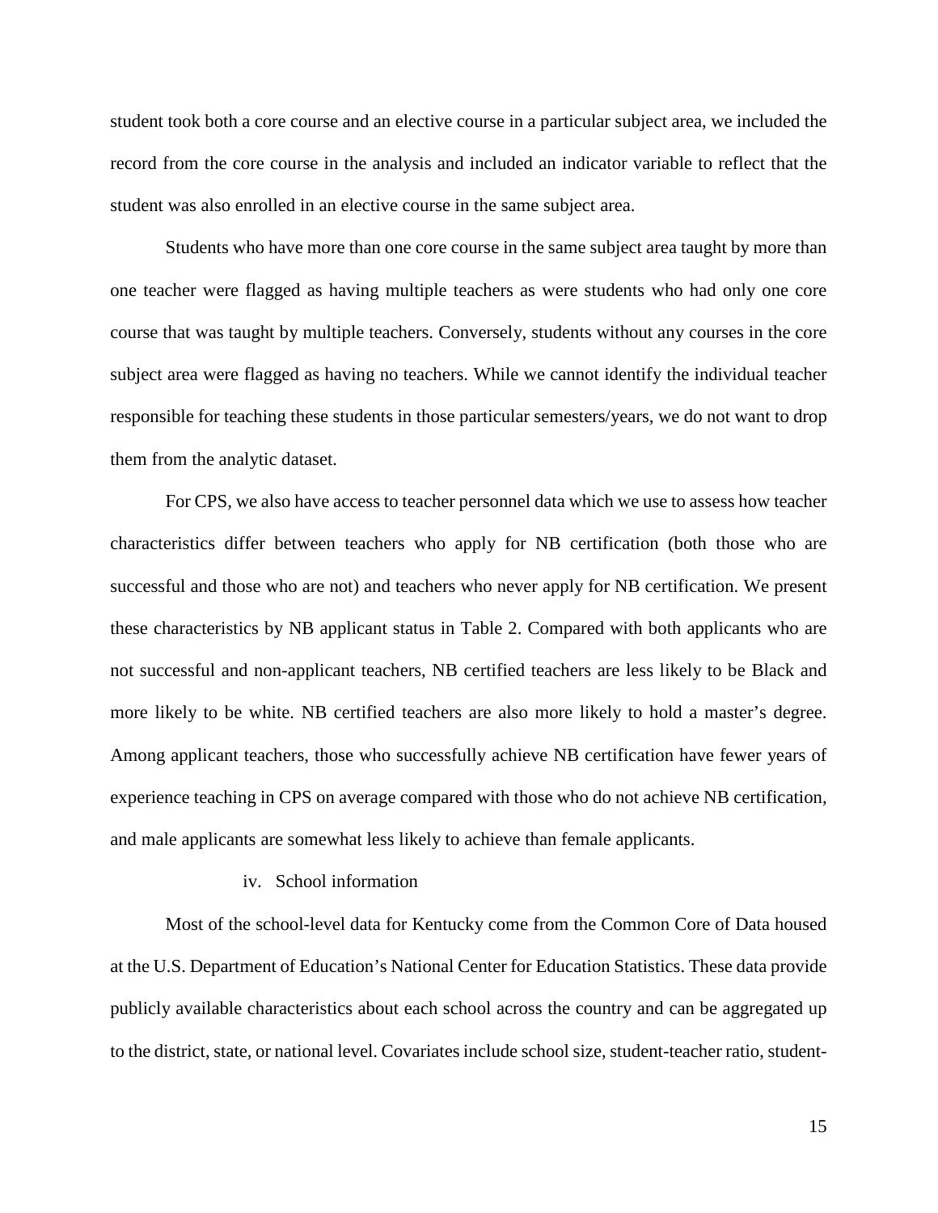student took both a core course and an elective course in a particular subject area, we included the record from the core course in the analysis and included an indicator variable to reflect that the student was also enrolled in an elective course in the same subject area.

Students who have more than one core course in the same subject area taught by more than one teacher were flagged as having multiple teachers as were students who had only one core course that was taught by multiple teachers. Conversely, students without any courses in the core subject area were flagged as having no teachers. While we cannot identify the individual teacher responsible for teaching these students in those particular semesters/years, we do not want to drop them from the analytic dataset.

For CPS, we also have access to teacher personnel data which we use to assess how teacher characteristics differ between teachers who apply for NB certification (both those who are successful and those who are not) and teachers who never apply for NB certification. We present these characteristics by NB applicant status in Table 2. Compared with both applicants who are not successful and non-applicant teachers, NB certified teachers are less likely to be Black and more likely to be white. NB certified teachers are also more likely to hold a master's degree. Among applicant teachers, those who successfully achieve NB certification have fewer years of experience teaching in CPS on average compared with those who do not achieve NB certification, and male applicants are somewhat less likely to achieve than female applicants.

#### iv. School information

Most of the school-level data for Kentucky come from the Common Core of Data housed at the U.S. Department of Education's National Center for Education Statistics. These data provide publicly available characteristics about each school across the country and can be aggregated up to the district, state, or national level. Covariates include school size, student-teacher ratio, student-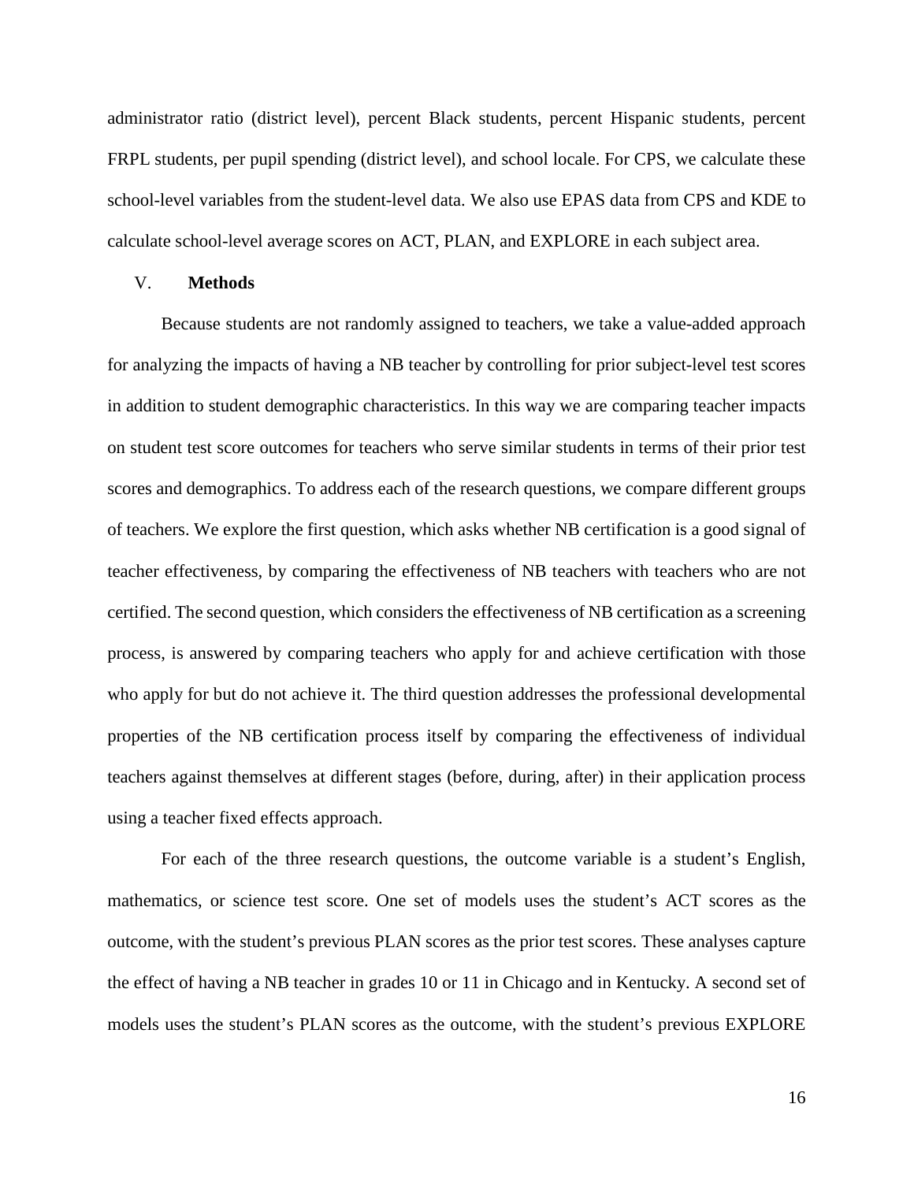administrator ratio (district level), percent Black students, percent Hispanic students, percent FRPL students, per pupil spending (district level), and school locale. For CPS, we calculate these school-level variables from the student-level data. We also use EPAS data from CPS and KDE to calculate school-level average scores on ACT, PLAN, and EXPLORE in each subject area.

## V. Methods

Because students are not randomly assigned to teachers, we take a value-added approach for analyzing the impacts of having a NB teacher by controlling for prior subject-level test scores in addition to student demographic characteristics. In this way we are comparing teacher impacts on student test score outcomes for teachers who serve similar students in terms of their prior test scores and demographics. To address each of the research questions, we compare different groups of teachers. We explore the first question, which asks whether NB certification is a good signal of teacher effectiveness, by comparing the effectiveness of NB teachers with teachers who are not certified. The second question, which considers the effectiveness of NB certification as a screening process, is answered by comparing teachers who apply for and achieve certification with those who apply for but do not achieve it. The third question addresses the professional developmental properties of the NB certification process itself by comparing the effectiveness of individual teachers against themselves at different stages (before, during, after) in their application process using a teacher fixed effects approach.

For each of the three research questions, the outcome variable is a student's English, mathematics, or science test score. One set of models uses the student's ACT scores as the outcome, with the student's previous PLAN scores as the prior test scores. These analyses capture the effect of having a NB teacher in grades 10 or 11 in Chicago and in Kentucky. A second set of models uses the student's PLAN scores as the outcome, with the student's previous EXPLORE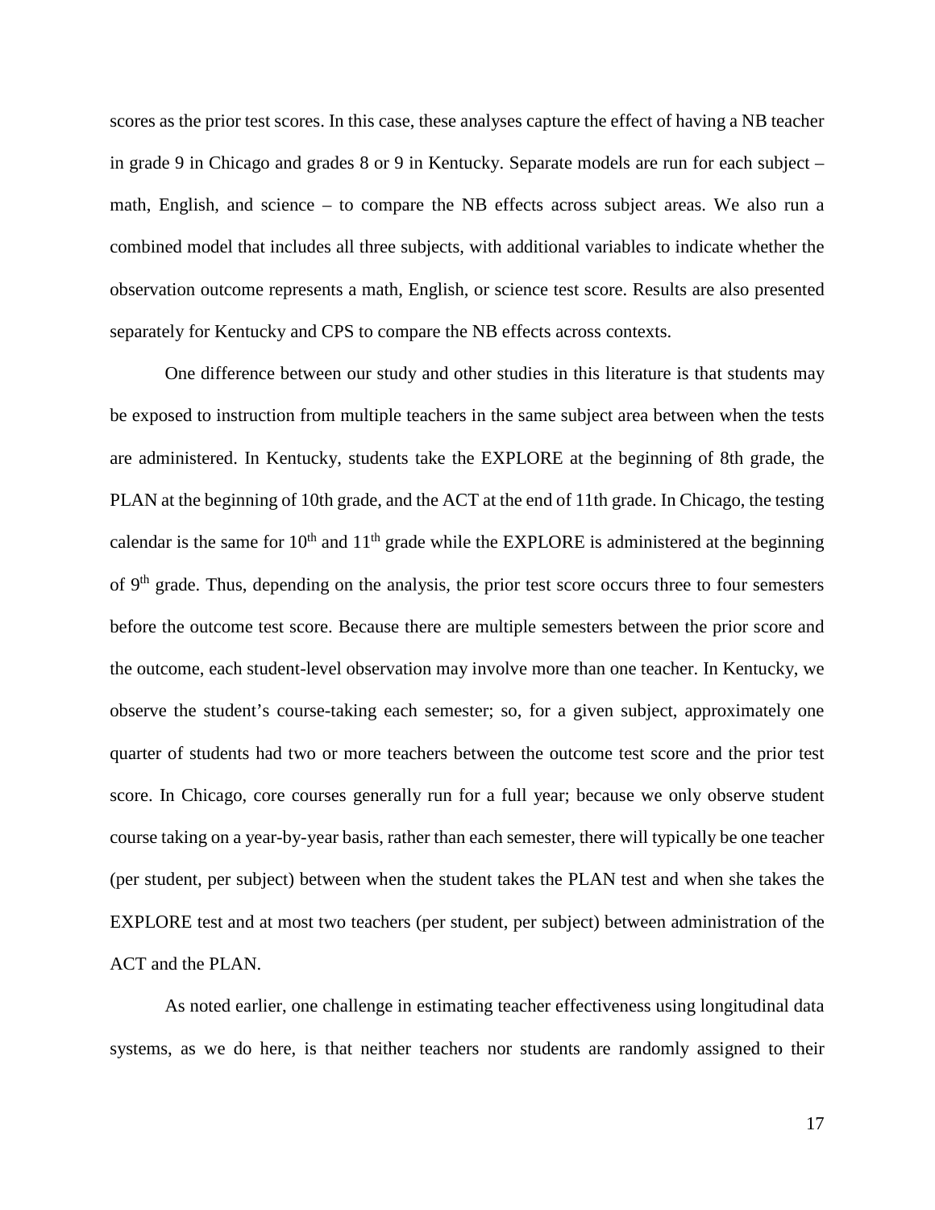scores as the prior test scores. In this case, these analyses capture the effect of having a NB teacher in grade 9 in Chicago and grades 8 or 9 in Kentucky. Separate models are run for each subject – math, English, and science – to compare the NB effects across subject areas. We also run a combined model that includes all three subjects, with additional variables to indicate whether the observation outcome represents a math, English, or science test score. Results are also presented separately for Kentucky and CPS to compare the NB effects across contexts.

One difference between our study and other studies in this literature is that students may be exposed to instruction from multiple teachers in the same subject area between when the tests are administered. In Kentucky, students take the EXPLORE at the beginning of 8th grade, the PLAN at the beginning of 10th grade, and the ACT at the end of 11th grade. In Chicago, the testing calendar is the same for 10$^{th}$ and 11$^{th}$ grade while the EXPLORE is administered at the beginning of 9$^{th}$ grade. Thus, depending on the analysis, the prior test score occurs three to four semesters before the outcome test score. Because there are multiple semesters between the prior score and the outcome, each student-level observation may involve more than one teacher. In Kentucky, we observe the student's course-taking each semester; so, for a given subject, approximately one quarter of students had two or more teachers between the outcome test score and the prior test score. In Chicago, core courses generally run for a full year; because we only observe student course taking on a year-by-year basis, rather than each semester, there will typically be one teacher (per student, per subject) between when the student takes the PLAN test and when she takes the EXPLORE test and at most two teachers (per student, per subject) between administration of the ACT and the PLAN.

As noted earlier, one challenge in estimating teacher effectiveness using longitudinal data systems, as we do here, is that neither teachers nor students are randomly assigned to their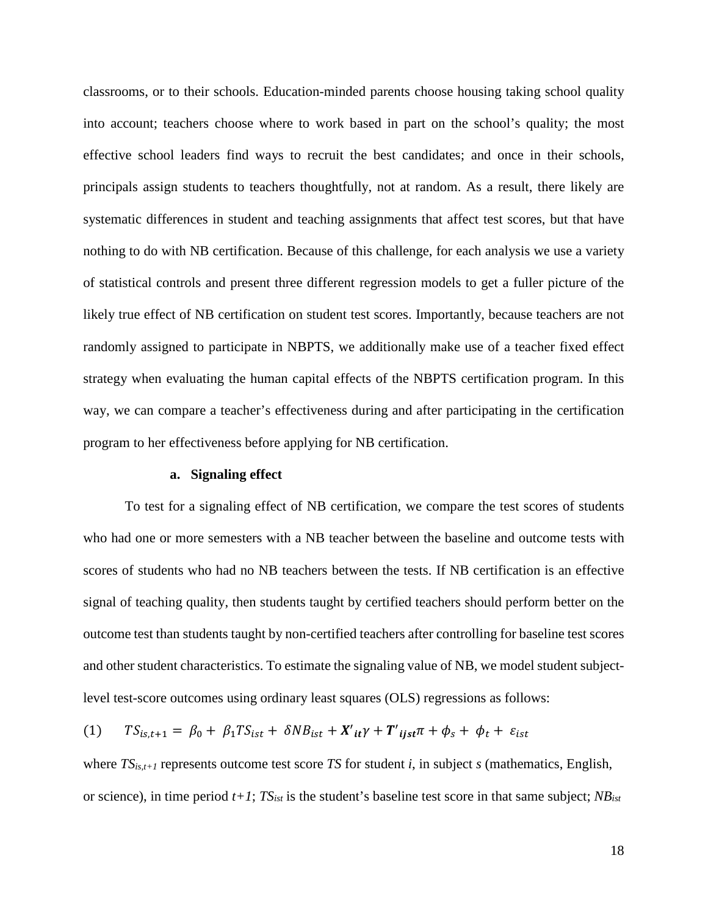classrooms, or to their schools. Education-minded parents choose housing taking school quality into account; teachers choose where to work based in part on the school's quality; the most effective school leaders find ways to recruit the best candidates; and once in their schools, principals assign students to teachers thoughtfully, not at random. As a result, there likely are systematic differences in student and teaching assignments that affect test scores, but that have nothing to do with NB certification. Because of this challenge, for each analysis we use a variety of statistical controls and present three different regression models to get a fuller picture of the likely true effect of NB certification on student test scores. Importantly, because teachers are not randomly assigned to participate in NBPTS, we additionally make use of a teacher fixed effect strategy when evaluating the human capital effects of the NBPTS certification program. In this way, we can compare a teacher's effectiveness during and after participating in the certification program to her effectiveness before applying for NB certification.

### a. Signaling effect

To test for a signaling effect of NB certification, we compare the test scores of students who had one or more semesters with a NB teacher between the baseline and outcome tests with scores of students who had no NB teachers between the tests. If NB certification is an effective signal of teaching quality, then students taught by certified teachers should perform better on the outcome test than students taught by non-certified teachers after controlling for baseline test scores and other student characteristics. To estimate the signaling value of NB, we model student subject-level test-score outcomes using ordinary least squares (OLS) regressions as follows:

$$(1) \qquad TS_{is,t+1} = \beta_0 + \beta_1 TS_{ist} + \delta NB_{ist} + \boldsymbol{X'}_{it}\gamma + \boldsymbol{T'}_{ijst}\pi + \phi_s + \phi_t + \varepsilon_{ist}$$

where $TS_{is,t+1}$ represents outcome test score $TS$ for student $i$, in subject $s$ (mathematics, English, or science), in time period $t+1$; $TS_{ist}$ is the student's baseline test score in that same subject; $NB_{ist}$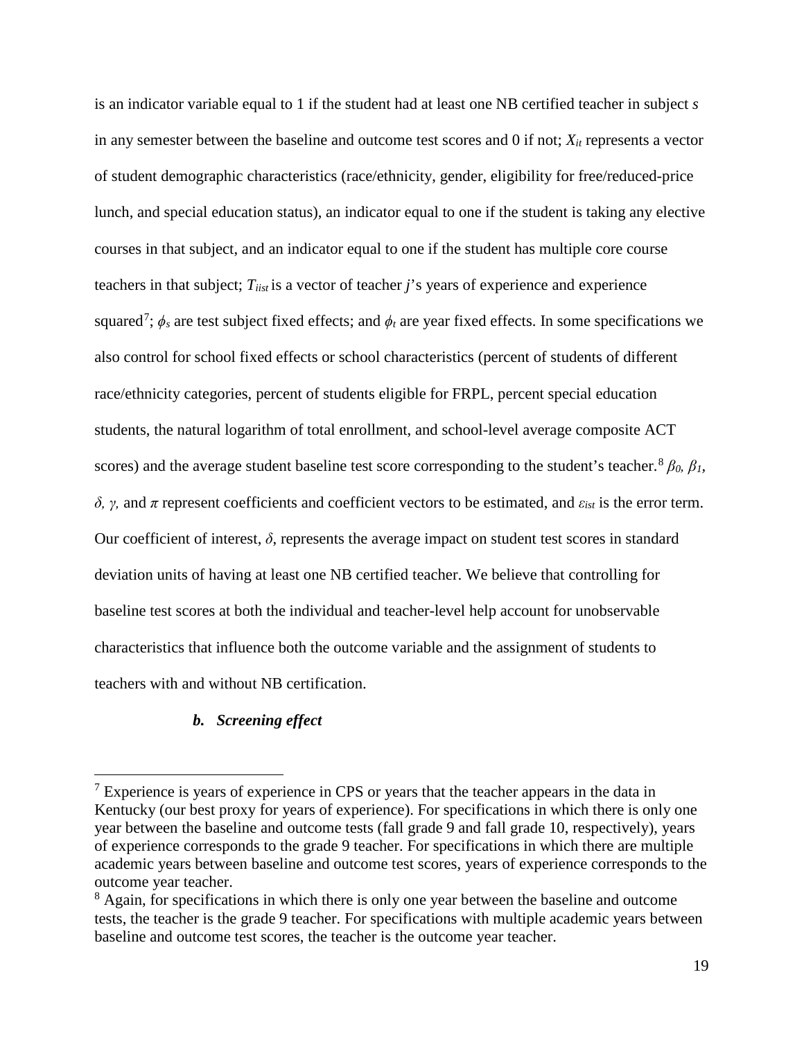is an indicator variable equal to 1 if the student had at least one NB certified teacher in subject *s* in any semester between the baseline and outcome test scores and 0 if not; $X_{it}$ represents a vector of student demographic characteristics (race/ethnicity, gender, eligibility for free/reduced-price lunch, and special education status), an indicator equal to one if the student is taking any elective courses in that subject, and an indicator equal to one if the student has multiple core course teachers in that subject; $T_{iist}$ is a vector of teacher *j*'s years of experience and experience squared[7]; $\phi_s$ are test subject fixed effects; and $\phi_t$ are year fixed effects. In some specifications we also control for school fixed effects or school characteristics (percent of students of different race/ethnicity categories, percent of students eligible for FRPL, percent special education students, the natural logarithm of total enrollment, and school-level average composite ACT scores) and the average student baseline test score corresponding to the student's teacher.[8] $\beta_0$, $\beta_1$, $\delta$, $\gamma$, and $\pi$ represent coefficients and coefficient vectors to be estimated, and $\varepsilon_{ist}$ is the error term. Our coefficient of interest, $\delta$, represents the average impact on student test scores in standard deviation units of having at least one NB certified teacher. We believe that controlling for baseline test scores at both the individual and teacher-level help account for unobservable characteristics that influence both the outcome variable and the assignment of students to teachers with and without NB certification.

### b. *Screening effect*

[7] Experience is years of experience in CPS or years that the teacher appears in the data in Kentucky (our best proxy for years of experience). For specifications in which there is only one year between the baseline and outcome tests (fall grade 9 and fall grade 10, respectively), years of experience corresponds to the grade 9 teacher. For specifications in which there are multiple academic years between baseline and outcome test scores, years of experience corresponds to the outcome year teacher.

[8] Again, for specifications in which there is only one year between the baseline and outcome tests, the teacher is the grade 9 teacher. For specifications with multiple academic years between baseline and outcome test scores, the teacher is the outcome year teacher.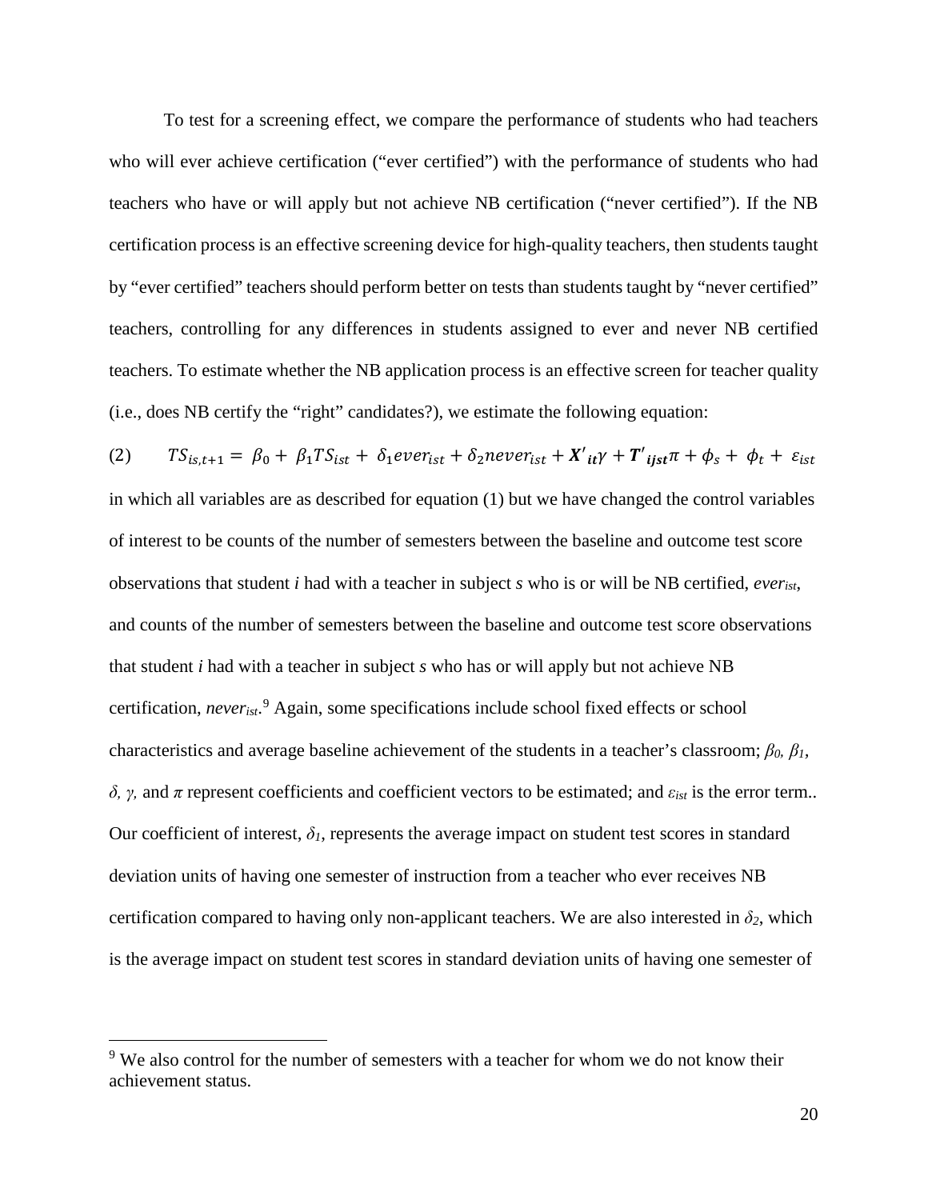To test for a screening effect, we compare the performance of students who had teachers who will ever achieve certification ("ever certified") with the performance of students who had teachers who have or will apply but not achieve NB certification ("never certified"). If the NB certification process is an effective screening device for high-quality teachers, then students taught by "ever certified" teachers should perform better on tests than students taught by "never certified" teachers, controlling for any differences in students assigned to ever and never NB certified teachers. To estimate whether the NB application process is an effective screen for teacher quality (i.e., does NB certify the "right" candidates?), we estimate the following equation:

$$(2) \qquad TS_{is,t+1} = \beta_0 + \beta_1 TS_{ist} + \delta_1 ever_{ist} + \delta_2 never_{ist} + \boldsymbol{X'}_{it}\gamma + \boldsymbol{T'}_{ijst}\pi + \phi_s + \phi_t + \varepsilon_{ist}$$

in which all variables are as described for equation (1) but we have changed the control variables of interest to be counts of the number of semesters between the baseline and outcome test score observations that student *i* had with a teacher in subject *s* who is or will be NB certified, $ever_{ist}$, and counts of the number of semesters between the baseline and outcome test score observations that student *i* had with a teacher in subject *s* who has or will apply but not achieve NB certification, $never_{ist}$.[9] Again, some specifications include school fixed effects or school characteristics and average baseline achievement of the students in a teacher's classroom; $\beta_0$, $\beta_1$, $\delta$, $\gamma$, and $\pi$ represent coefficients and coefficient vectors to be estimated; and $\varepsilon_{ist}$ is the error term.. Our coefficient of interest, $\delta_1$, represents the average impact on student test scores in standard deviation units of having one semester of instruction from a teacher who ever receives NB certification compared to having only non-applicant teachers. We are also interested in $\delta_2$, which is the average impact on student test scores in standard deviation units of having one semester of

[9] We also control for the number of semesters with a teacher for whom we do not know their achievement status.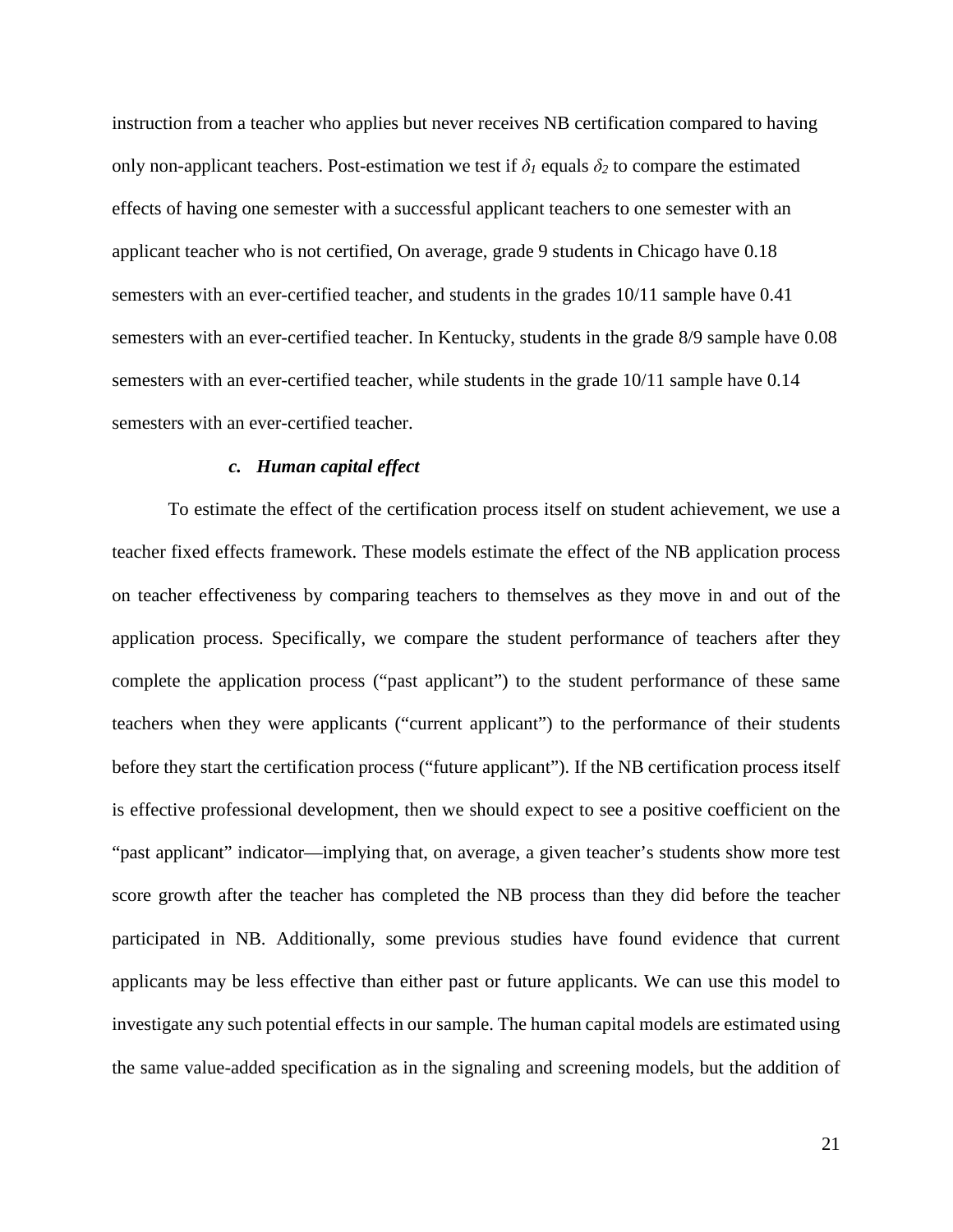instruction from a teacher who applies but never receives NB certification compared to having only non-applicant teachers. Post-estimation we test if $\delta_1$ equals $\delta_2$ to compare the estimated effects of having one semester with a successful applicant teachers to one semester with an applicant teacher who is not certified, On average, grade 9 students in Chicago have 0.18 semesters with an ever-certified teacher, and students in the grades 10/11 sample have 0.41 semesters with an ever-certified teacher. In Kentucky, students in the grade 8/9 sample have 0.08 semesters with an ever-certified teacher, while students in the grade 10/11 sample have 0.14 semesters with an ever-certified teacher.

### *c. Human capital effect*

To estimate the effect of the certification process itself on student achievement, we use a teacher fixed effects framework. These models estimate the effect of the NB application process on teacher effectiveness by comparing teachers to themselves as they move in and out of the application process. Specifically, we compare the student performance of teachers after they complete the application process ("past applicant") to the student performance of these same teachers when they were applicants ("current applicant") to the performance of their students before they start the certification process ("future applicant"). If the NB certification process itself is effective professional development, then we should expect to see a positive coefficient on the "past applicant" indicator—implying that, on average, a given teacher's students show more test score growth after the teacher has completed the NB process than they did before the teacher participated in NB. Additionally, some previous studies have found evidence that current applicants may be less effective than either past or future applicants. We can use this model to investigate any such potential effects in our sample. The human capital models are estimated using the same value-added specification as in the signaling and screening models, but the addition of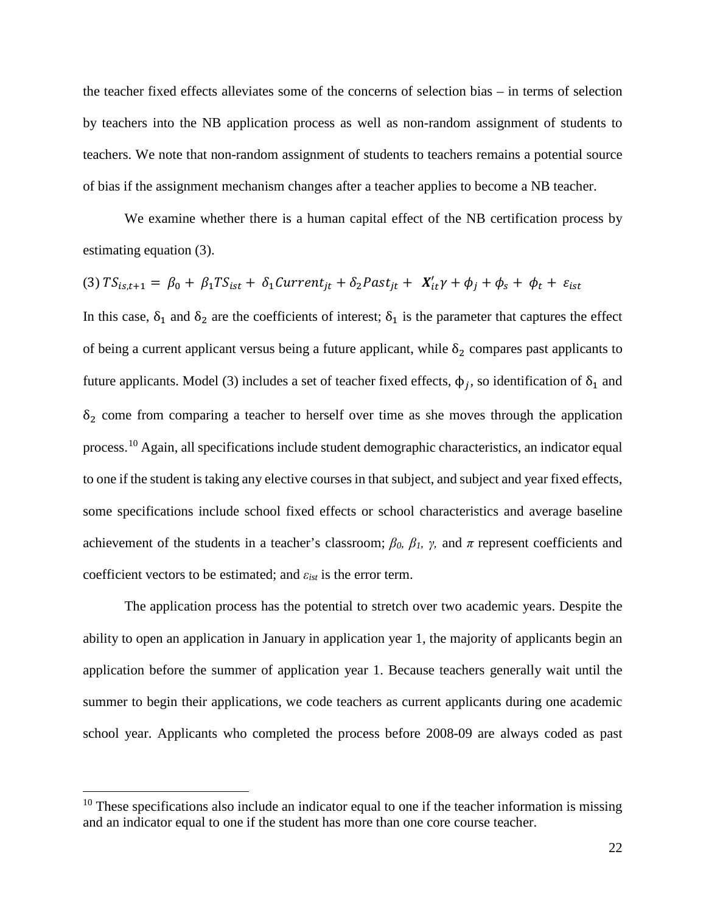the teacher fixed effects alleviates some of the concerns of selection bias – in terms of selection by teachers into the NB application process as well as non-random assignment of students to teachers. We note that non-random assignment of students to teachers remains a potential source of bias if the assignment mechanism changes after a teacher applies to become a NB teacher.

We examine whether there is a human capital effect of the NB certification process by estimating equation (3).

$$(3)\; TS_{is,t+1} = \beta_0 + \beta_1 TS_{ist} + \delta_1 Current_{jt} + \delta_2 Past_{jt} + \boldsymbol{X}'_{it}\gamma + \phi_j + \phi_s + \phi_t + \varepsilon_{ist}$$

In this case, $\delta_1$ and $\delta_2$ are the coefficients of interest; $\delta_1$ is the parameter that captures the effect of being a current applicant versus being a future applicant, while $\delta_2$ compares past applicants to future applicants. Model (3) includes a set of teacher fixed effects, $\phi_j$, so identification of $\delta_1$ and $\delta_2$ come from comparing a teacher to herself over time as she moves through the application process.[10] Again, all specifications include student demographic characteristics, an indicator equal to one if the student is taking any elective courses in that subject, and subject and year fixed effects, some specifications include school fixed effects or school characteristics and average baseline achievement of the students in a teacher's classroom; $\beta_0$, $\beta_1$, $\gamma$, and $\pi$ represent coefficients and coefficient vectors to be estimated; and $\varepsilon_{ist}$ is the error term.

The application process has the potential to stretch over two academic years. Despite the ability to open an application in January in application year 1, the majority of applicants begin an application before the summer of application year 1. Because teachers generally wait until the summer to begin their applications, we code teachers as current applicants during one academic school year. Applicants who completed the process before 2008-09 are always coded as past

[10] These specifications also include an indicator equal to one if the teacher information is missing and an indicator equal to one if the student has more than one core course teacher.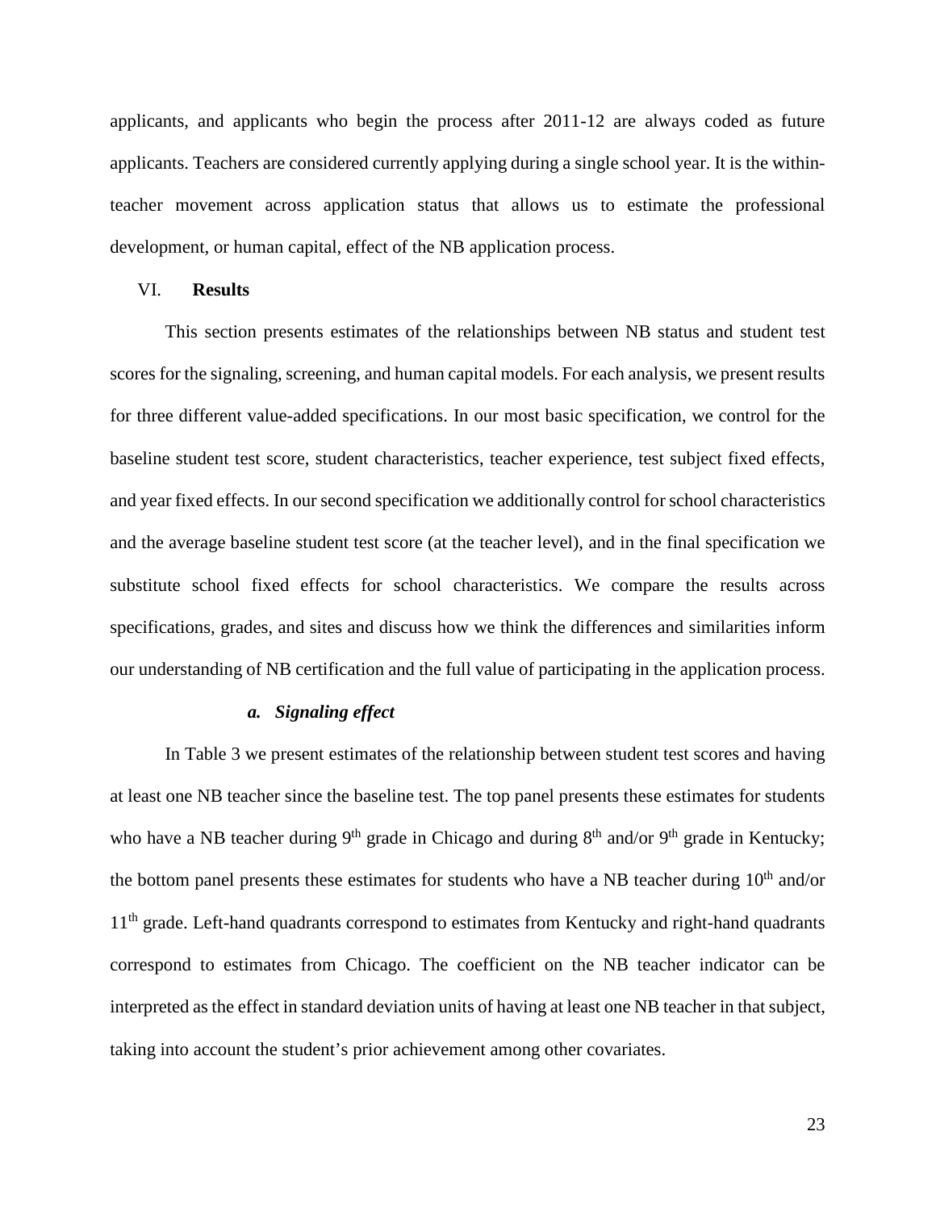applicants, and applicants who begin the process after 2011-12 are always coded as future applicants. Teachers are considered currently applying during a single school year. It is the within-teacher movement across application status that allows us to estimate the professional development, or human capital, effect of the NB application process.

## VI. **Results**

This section presents estimates of the relationships between NB status and student test scores for the signaling, screening, and human capital models. For each analysis, we present results for three different value-added specifications. In our most basic specification, we control for the baseline student test score, student characteristics, teacher experience, test subject fixed effects, and year fixed effects. In our second specification we additionally control for school characteristics and the average baseline student test score (at the teacher level), and in the final specification we substitute school fixed effects for school characteristics. We compare the results across specifications, grades, and sites and discuss how we think the differences and similarities inform our understanding of NB certification and the full value of participating in the application process.

### *a. Signaling effect*

In Table 3 we present estimates of the relationship between student test scores and having at least one NB teacher since the baseline test. The top panel presents these estimates for students who have a NB teacher during 9th grade in Chicago and during 8th and/or 9th grade in Kentucky; the bottom panel presents these estimates for students who have a NB teacher during 10th and/or 11th grade. Left-hand quadrants correspond to estimates from Kentucky and right-hand quadrants correspond to estimates from Chicago. The coefficient on the NB teacher indicator can be interpreted as the effect in standard deviation units of having at least one NB teacher in that subject, taking into account the student's prior achievement among other covariates.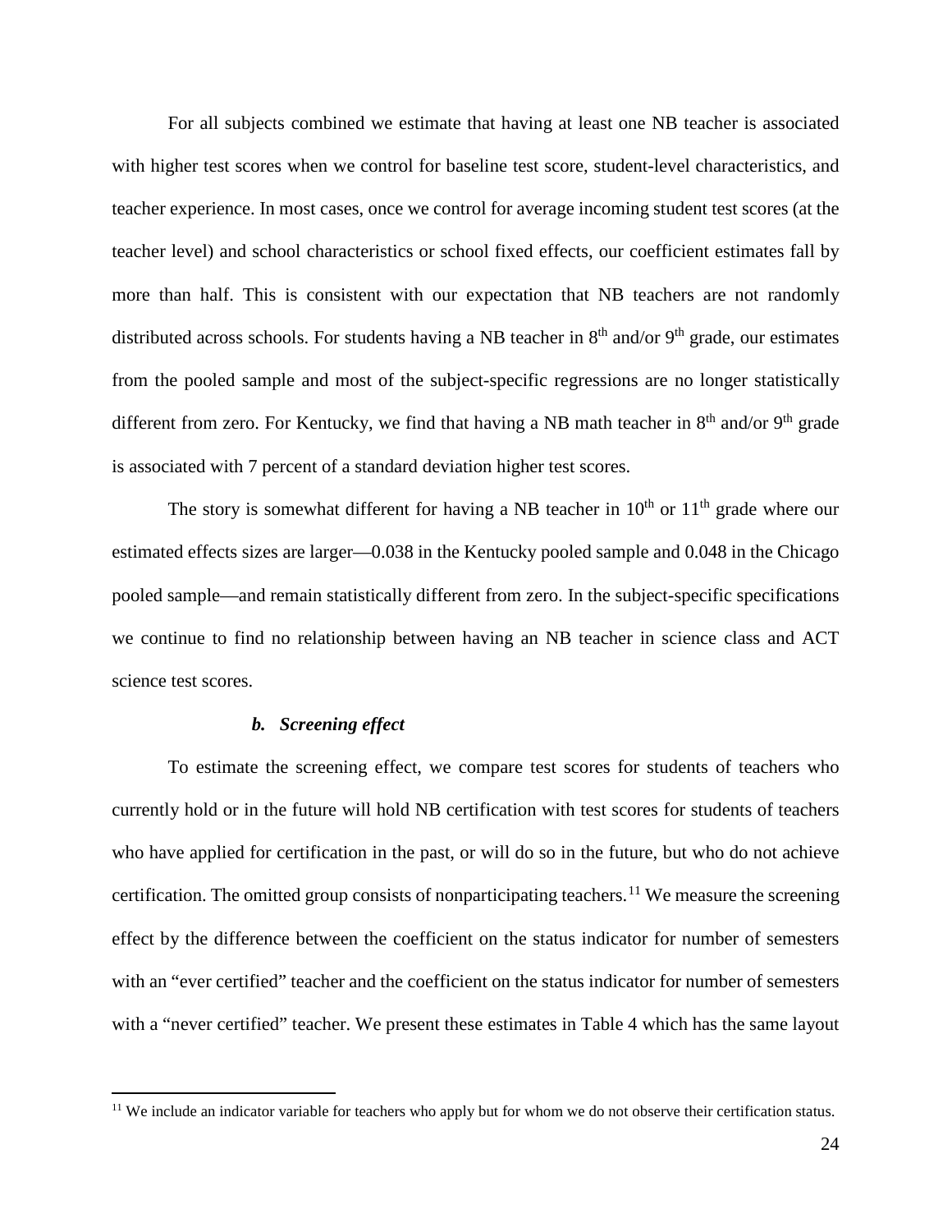For all subjects combined we estimate that having at least one NB teacher is associated with higher test scores when we control for baseline test score, student-level characteristics, and teacher experience. In most cases, once we control for average incoming student test scores (at the teacher level) and school characteristics or school fixed effects, our coefficient estimates fall by more than half. This is consistent with our expectation that NB teachers are not randomly distributed across schools. For students having a NB teacher in 8th and/or 9th grade, our estimates from the pooled sample and most of the subject-specific regressions are no longer statistically different from zero. For Kentucky, we find that having a NB math teacher in 8th and/or 9th grade is associated with 7 percent of a standard deviation higher test scores.

The story is somewhat different for having a NB teacher in 10th or 11th grade where our estimated effects sizes are larger—0.038 in the Kentucky pooled sample and 0.048 in the Chicago pooled sample—and remain statistically different from zero. In the subject-specific specifications we continue to find no relationship between having an NB teacher in science class and ACT science test scores.

### *b. Screening effect*

To estimate the screening effect, we compare test scores for students of teachers who currently hold or in the future will hold NB certification with test scores for students of teachers who have applied for certification in the past, or will do so in the future, but who do not achieve certification. The omitted group consists of nonparticipating teachers.[11] We measure the screening effect by the difference between the coefficient on the status indicator for number of semesters with an "ever certified" teacher and the coefficient on the status indicator for number of semesters with a "never certified" teacher. We present these estimates in Table 4 which has the same layout

[11] We include an indicator variable for teachers who apply but for whom we do not observe their certification status.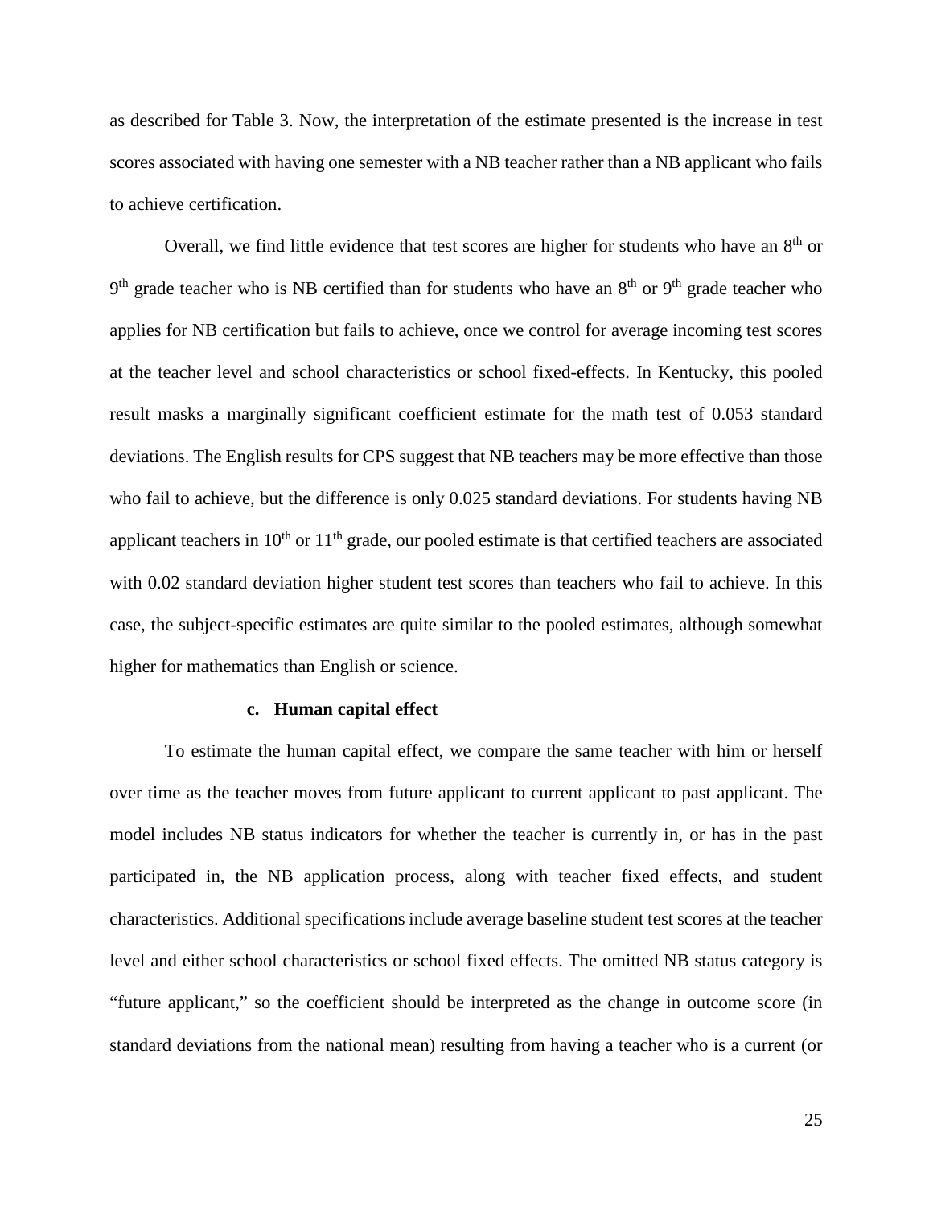as described for Table 3. Now, the interpretation of the estimate presented is the increase in test scores associated with having one semester with a NB teacher rather than a NB applicant who fails to achieve certification.

Overall, we find little evidence that test scores are higher for students who have an 8th or 9th grade teacher who is NB certified than for students who have an 8th or 9th grade teacher who applies for NB certification but fails to achieve, once we control for average incoming test scores at the teacher level and school characteristics or school fixed-effects. In Kentucky, this pooled result masks a marginally significant coefficient estimate for the math test of 0.053 standard deviations. The English results for CPS suggest that NB teachers may be more effective than those who fail to achieve, but the difference is only 0.025 standard deviations. For students having NB applicant teachers in 10th or 11th grade, our pooled estimate is that certified teachers are associated with 0.02 standard deviation higher student test scores than teachers who fail to achieve. In this case, the subject-specific estimates are quite similar to the pooled estimates, although somewhat higher for mathematics than English or science.

### c. Human capital effect

To estimate the human capital effect, we compare the same teacher with him or herself over time as the teacher moves from future applicant to current applicant to past applicant. The model includes NB status indicators for whether the teacher is currently in, or has in the past participated in, the NB application process, along with teacher fixed effects, and student characteristics. Additional specifications include average baseline student test scores at the teacher level and either school characteristics or school fixed effects. The omitted NB status category is "future applicant," so the coefficient should be interpreted as the change in outcome score (in standard deviations from the national mean) resulting from having a teacher who is a current (or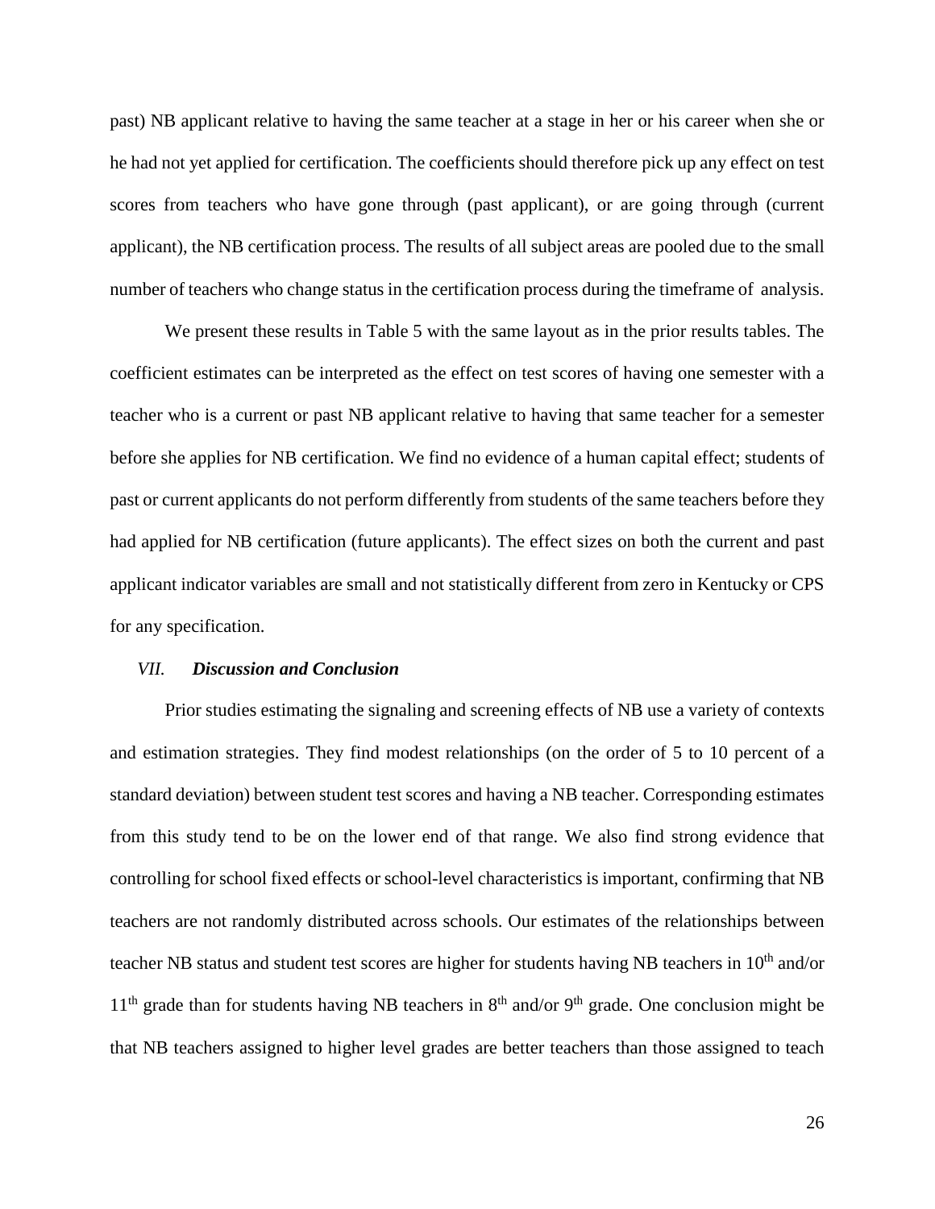past) NB applicant relative to having the same teacher at a stage in her or his career when she or he had not yet applied for certification. The coefficients should therefore pick up any effect on test scores from teachers who have gone through (past applicant), or are going through (current applicant), the NB certification process. The results of all subject areas are pooled due to the small number of teachers who change status in the certification process during the timeframe of analysis.

We present these results in Table 5 with the same layout as in the prior results tables. The coefficient estimates can be interpreted as the effect on test scores of having one semester with a teacher who is a current or past NB applicant relative to having that same teacher for a semester before she applies for NB certification. We find no evidence of a human capital effect; students of past or current applicants do not perform differently from students of the same teachers before they had applied for NB certification (future applicants). The effect sizes on both the current and past applicant indicator variables are small and not statistically different from zero in Kentucky or CPS for any specification.

## *VII. Discussion and Conclusion*

Prior studies estimating the signaling and screening effects of NB use a variety of contexts and estimation strategies. They find modest relationships (on the order of 5 to 10 percent of a standard deviation) between student test scores and having a NB teacher. Corresponding estimates from this study tend to be on the lower end of that range. We also find strong evidence that controlling for school fixed effects or school-level characteristics is important, confirming that NB teachers are not randomly distributed across schools. Our estimates of the relationships between teacher NB status and student test scores are higher for students having NB teachers in 10th and/or 11th grade than for students having NB teachers in 8th and/or 9th grade. One conclusion might be that NB teachers assigned to higher level grades are better teachers than those assigned to teach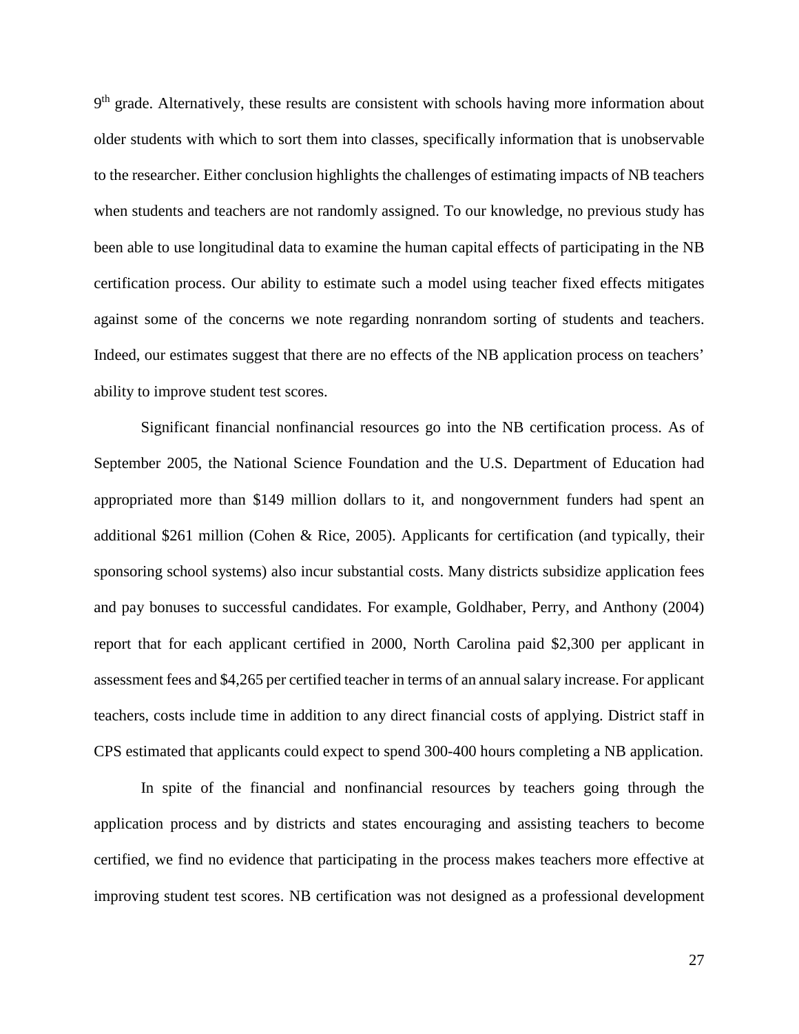9th grade. Alternatively, these results are consistent with schools having more information about older students with which to sort them into classes, specifically information that is unobservable to the researcher. Either conclusion highlights the challenges of estimating impacts of NB teachers when students and teachers are not randomly assigned. To our knowledge, no previous study has been able to use longitudinal data to examine the human capital effects of participating in the NB certification process. Our ability to estimate such a model using teacher fixed effects mitigates against some of the concerns we note regarding nonrandom sorting of students and teachers. Indeed, our estimates suggest that there are no effects of the NB application process on teachers' ability to improve student test scores.

Significant financial nonfinancial resources go into the NB certification process. As of September 2005, the National Science Foundation and the U.S. Department of Education had appropriated more than $149 million dollars to it, and nongovernment funders had spent an additional $261 million (Cohen & Rice, 2005). Applicants for certification (and typically, their sponsoring school systems) also incur substantial costs. Many districts subsidize application fees and pay bonuses to successful candidates. For example, Goldhaber, Perry, and Anthony (2004) report that for each applicant certified in 2000, North Carolina paid $2,300 per applicant in assessment fees and $4,265 per certified teacher in terms of an annual salary increase. For applicant teachers, costs include time in addition to any direct financial costs of applying. District staff in CPS estimated that applicants could expect to spend 300-400 hours completing a NB application.

In spite of the financial and nonfinancial resources by teachers going through the application process and by districts and states encouraging and assisting teachers to become certified, we find no evidence that participating in the process makes teachers more effective at improving student test scores. NB certification was not designed as a professional development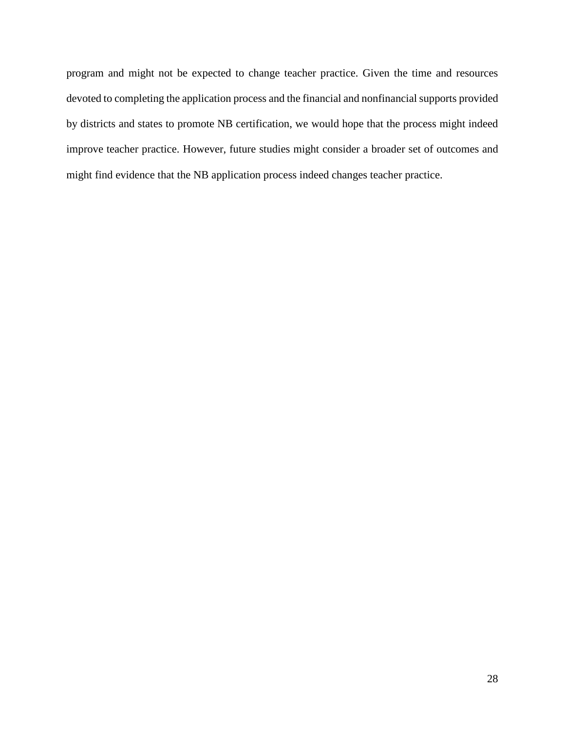program and might not be expected to change teacher practice. Given the time and resources devoted to completing the application process and the financial and nonfinancial supports provided by districts and states to promote NB certification, we would hope that the process might indeed improve teacher practice. However, future studies might consider a broader set of outcomes and might find evidence that the NB application process indeed changes teacher practice.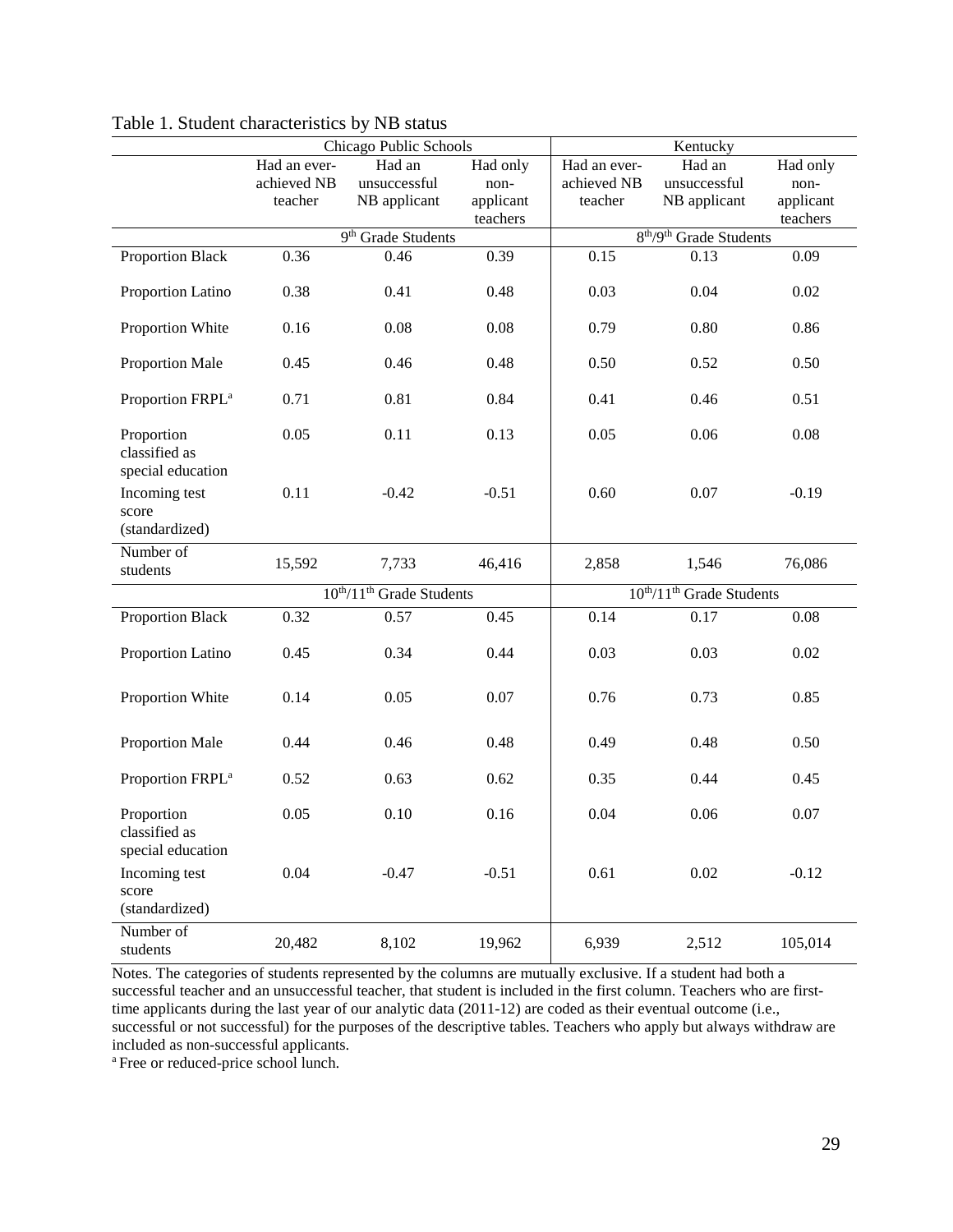Table 1. Student characteristics by NB status

| | Chicago Public Schools | | | Kentucky | | |
|---|---|---|---|---|---|---|
| | Had an ever-achieved NB teacher | Had an unsuccessful NB applicant | Had only non-applicant teachers | Had an ever-achieved NB teacher | Had an unsuccessful NB applicant | Had only non-applicant teachers |
| | 9th Grade Students | | | 8th/9th Grade Students | | |
| Proportion Black | 0.36 | 0.46 | 0.39 | 0.15 | 0.13 | 0.09 |
| Proportion Latino | 0.38 | 0.41 | 0.48 | 0.03 | 0.04 | 0.02 |
| Proportion White | 0.16 | 0.08 | 0.08 | 0.79 | 0.80 | 0.86 |
| Proportion Male | 0.45 | 0.46 | 0.48 | 0.50 | 0.52 | 0.50 |
| Proportion FRPL[a] | 0.71 | 0.81 | 0.84 | 0.41 | 0.46 | 0.51 |
| Proportion classified as special education | 0.05 | 0.11 | 0.13 | 0.05 | 0.06 | 0.08 |
| Incoming test score (standardized) | 0.11 | -0.42 | -0.51 | 0.60 | 0.07 | -0.19 |
| Number of students | 15,592 | 7,733 | 46,416 | 2,858 | 1,546 | 76,086 |
| | 10th/11th Grade Students | | | 10th/11th Grade Students | | |
| Proportion Black | 0.32 | 0.57 | 0.45 | 0.14 | 0.17 | 0.08 |
| Proportion Latino | 0.45 | 0.34 | 0.44 | 0.03 | 0.03 | 0.02 |
| Proportion White | 0.14 | 0.05 | 0.07 | 0.76 | 0.73 | 0.85 |
| Proportion Male | 0.44 | 0.46 | 0.48 | 0.49 | 0.48 | 0.50 |
| Proportion FRPL[a] | 0.52 | 0.63 | 0.62 | 0.35 | 0.44 | 0.45 |
| Proportion classified as special education | 0.05 | 0.10 | 0.16 | 0.04 | 0.06 | 0.07 |
| Incoming test score (standardized) | 0.04 | -0.47 | -0.51 | 0.61 | 0.02 | -0.12 |
| Number of students | 20,482 | 8,102 | 19,962 | 6,939 | 2,512 | 105,014 |

Notes. The categories of students represented by the columns are mutually exclusive. If a student had both a successful teacher and an unsuccessful teacher, that student is included in the first column. Teachers who are first-time applicants during the last year of our analytic data (2011-12) are coded as their eventual outcome (i.e., successful or not successful) for the purposes of the descriptive tables. Teachers who apply but always withdraw are included as non-successful applicants.

[a] Free or reduced-price school lunch.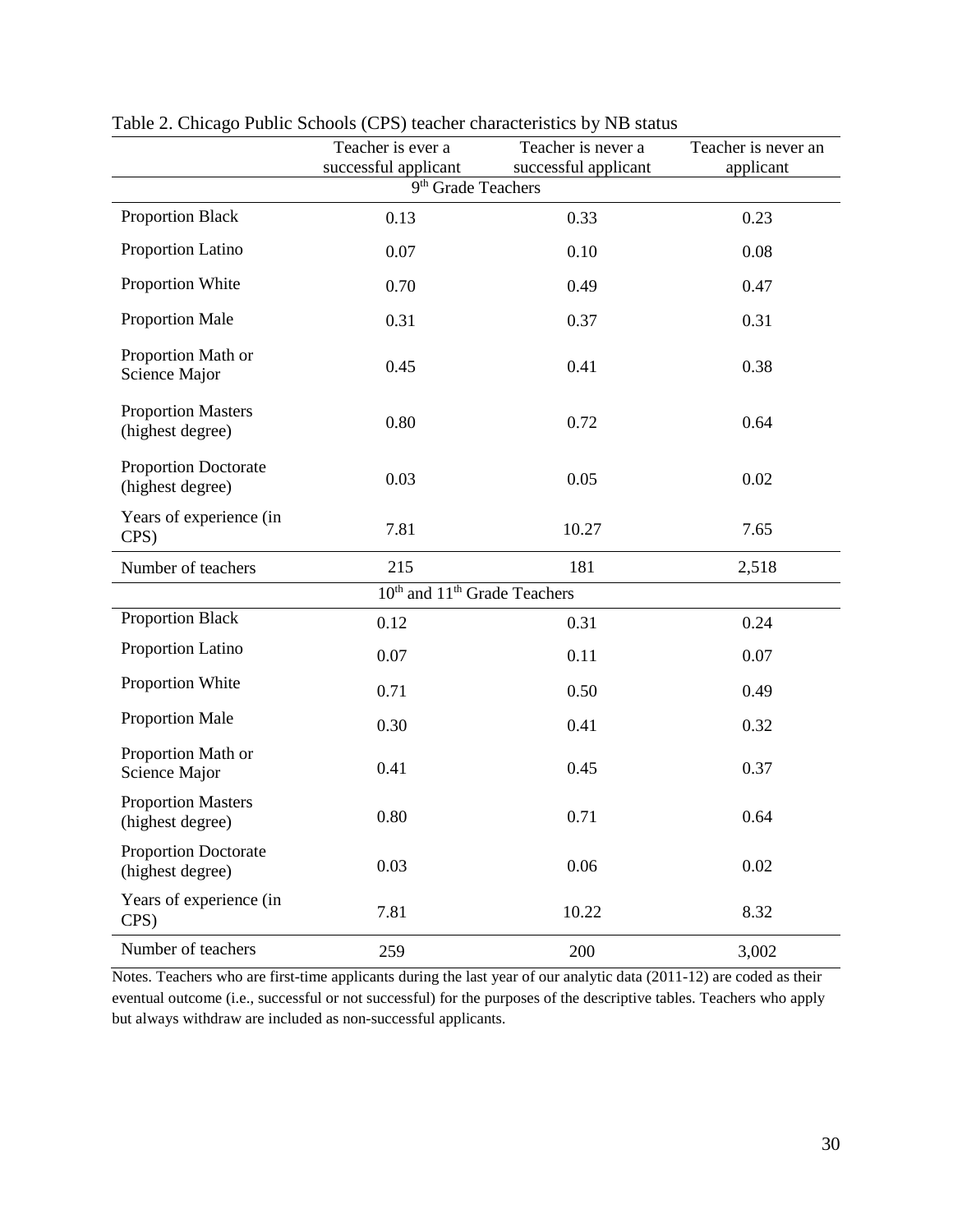Table 2. Chicago Public Schools (CPS) teacher characteristics by NB status

| | Teacher is ever a successful applicant | Teacher is never a successful applicant | Teacher is never an applicant |
|---|---|---|---|
| | **9th Grade Teachers** | | |
| Proportion Black | 0.13 | 0.33 | 0.23 |
| Proportion Latino | 0.07 | 0.10 | 0.08 |
| Proportion White | 0.70 | 0.49 | 0.47 |
| Proportion Male | 0.31 | 0.37 | 0.31 |
| Proportion Math or Science Major | 0.45 | 0.41 | 0.38 |
| Proportion Masters (highest degree) | 0.80 | 0.72 | 0.64 |
| Proportion Doctorate (highest degree) | 0.03 | 0.05 | 0.02 |
| Years of experience (in CPS) | 7.81 | 10.27 | 7.65 |
| Number of teachers | 215 | 181 | 2,518 |
| | **10th and 11th Grade Teachers** | | |
| Proportion Black | 0.12 | 0.31 | 0.24 |
| Proportion Latino | 0.07 | 0.11 | 0.07 |
| Proportion White | 0.71 | 0.50 | 0.49 |
| Proportion Male | 0.30 | 0.41 | 0.32 |
| Proportion Math or Science Major | 0.41 | 0.45 | 0.37 |
| Proportion Masters (highest degree) | 0.80 | 0.71 | 0.64 |
| Proportion Doctorate (highest degree) | 0.03 | 0.06 | 0.02 |
| Years of experience (in CPS) | 7.81 | 10.22 | 8.32 |
| Number of teachers | 259 | 200 | 3,002 |

Notes. Teachers who are first-time applicants during the last year of our analytic data (2011-12) are coded as their eventual outcome (i.e., successful or not successful) for the purposes of the descriptive tables. Teachers who apply but always withdraw are included as non-successful applicants.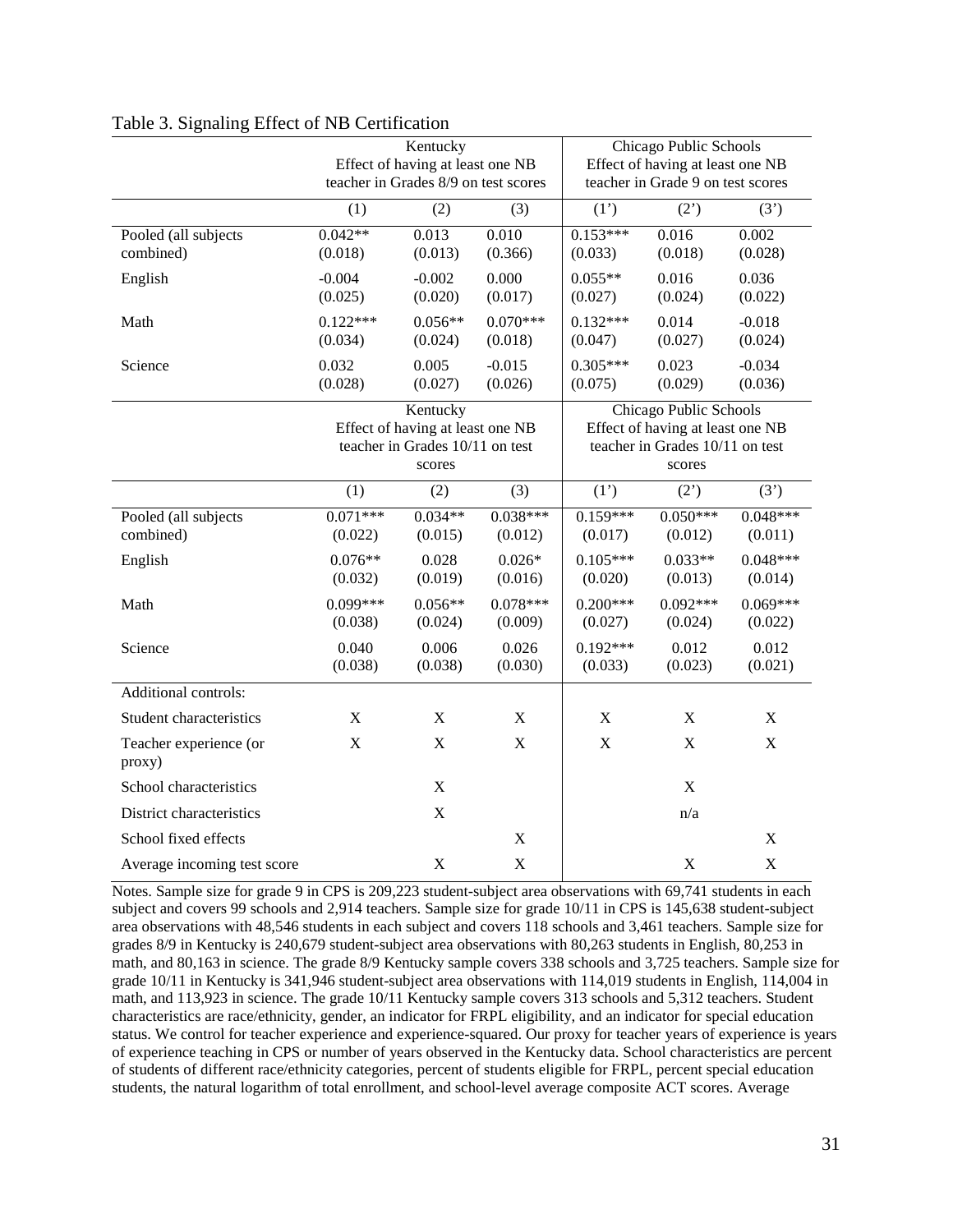Table 3. Signaling Effect of NB Certification

| | Kentucky<br>Effect of having at least one NB teacher in Grades 8/9 on test scores | | | Chicago Public Schools<br>Effect of having at least one NB teacher in Grade 9 on test scores | | |
|---|---|---|---|---|---|---|
| | (1) | (2) | (3) | (1') | (2') | (3') |
| Pooled (all subjects combined) | 0.042**<br>(0.018) | 0.013<br>(0.013) | 0.010<br>(0.366) | 0.153***<br>(0.033) | 0.016<br>(0.018) | 0.002<br>(0.028) |
| English | -0.004<br>(0.025) | -0.002<br>(0.020) | 0.000<br>(0.017) | 0.055**<br>(0.027) | 0.016<br>(0.024) | 0.036<br>(0.022) |
| Math | 0.122***<br>(0.034) | 0.056**<br>(0.024) | 0.070***<br>(0.018) | 0.132***<br>(0.047) | 0.014<br>(0.027) | -0.018<br>(0.024) |
| Science | 0.032<br>(0.028) | 0.005<br>(0.027) | -0.015<br>(0.026) | 0.305***<br>(0.075) | 0.023<br>(0.029) | -0.034<br>(0.036) |
| | Kentucky<br>Effect of having at least one NB teacher in Grades 10/11 on test scores | | | Chicago Public Schools<br>Effect of having at least one NB teacher in Grades 10/11 on test scores | | |
| | (1) | (2) | (3) | (1') | (2') | (3') |
| Pooled (all subjects combined) | 0.071***<br>(0.022) | 0.034**<br>(0.015) | 0.038***<br>(0.012) | 0.159***<br>(0.017) | 0.050***<br>(0.012) | 0.048***<br>(0.011) |
| English | 0.076**<br>(0.032) | 0.028<br>(0.019) | 0.026*<br>(0.016) | 0.105***<br>(0.020) | 0.033**<br>(0.013) | 0.048***<br>(0.014) |
| Math | 0.099***<br>(0.038) | 0.056**<br>(0.024) | 0.078***<br>(0.009) | 0.200***<br>(0.027) | 0.092***<br>(0.024) | 0.069***<br>(0.022) |
| Science | 0.040<br>(0.038) | 0.006<br>(0.038) | 0.026<br>(0.030) | 0.192***<br>(0.033) | 0.012<br>(0.023) | 0.012<br>(0.021) |
| Additional controls: | | | | | | |
| Student characteristics | X | X | X | X | X | X |
| Teacher experience (or proxy) | X | X | X | X | X | X |
| School characteristics | | X | | | X | |
| District characteristics | | X | | | n/a | |
| School fixed effects | | | X | | | X |
| Average incoming test score | | X | X | | X | X |

Notes. Sample size for grade 9 in CPS is 209,223 student-subject area observations with 69,741 students in each subject and covers 99 schools and 2,914 teachers. Sample size for grade 10/11 in CPS is 145,638 student-subject area observations with 48,546 students in each subject and covers 118 schools and 3,461 teachers. Sample size for grades 8/9 in Kentucky is 240,679 student-subject area observations with 80,263 students in English, 80,253 in math, and 80,163 in science. The grade 8/9 Kentucky sample covers 338 schools and 3,725 teachers. Sample size for grade 10/11 in Kentucky is 341,946 student-subject area observations with 114,019 students in English, 114,004 in math, and 113,923 in science. The grade 10/11 Kentucky sample covers 313 schools and 5,312 teachers. Student characteristics are race/ethnicity, gender, an indicator for FRPL eligibility, and an indicator for special education status. We control for teacher experience and experience-squared. Our proxy for teacher years of experience is years of experience teaching in CPS or number of years observed in the Kentucky data. School characteristics are percent of students of different race/ethnicity categories, percent of students eligible for FRPL, percent special education students, the natural logarithm of total enrollment, and school-level average composite ACT scores. Average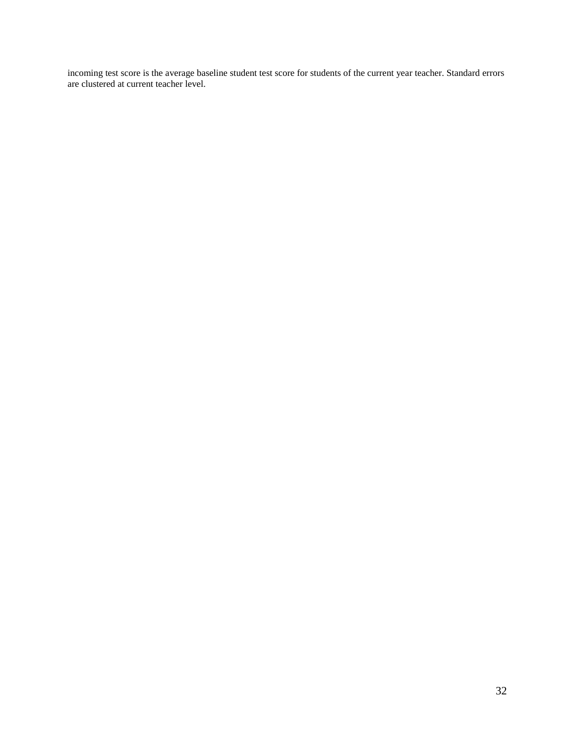incoming test score is the average baseline student test score for students of the current year teacher. Standard errors are clustered at current teacher level.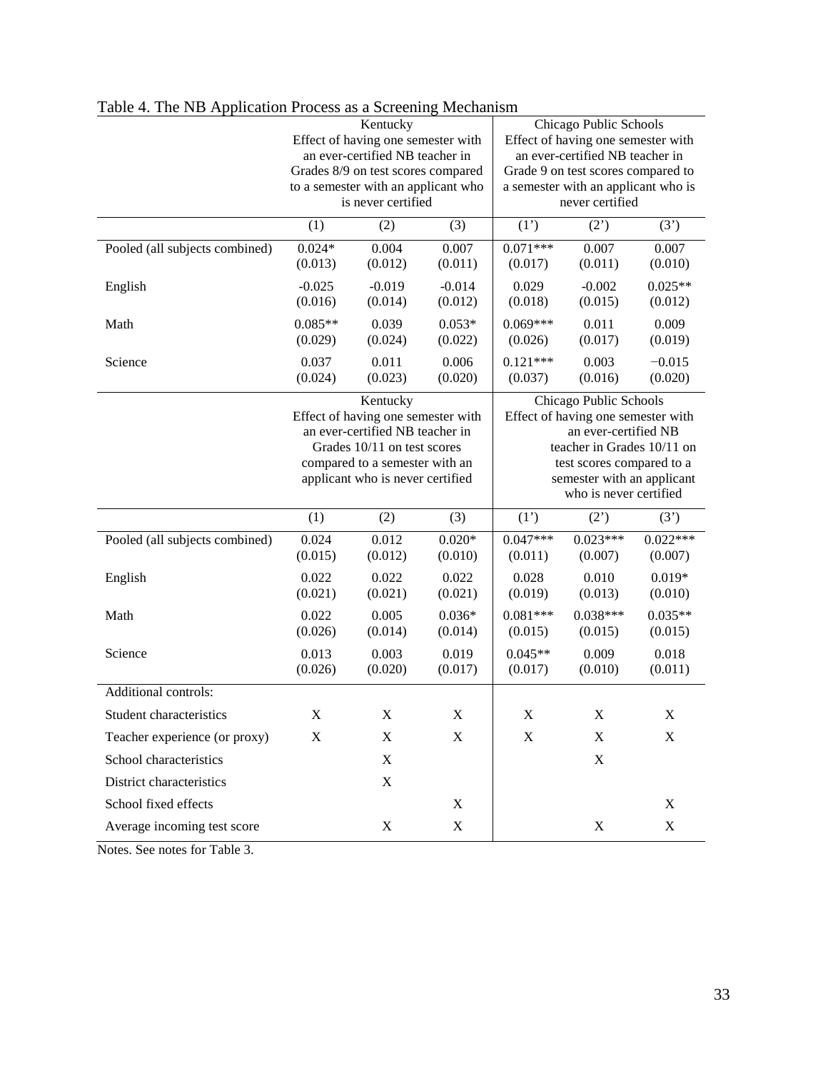Table 4. The NB Application Process as a Screening Mechanism

| | Kentucky Effect of having one semester with an ever-certified NB teacher in Grades 8/9 on test scores compared to a semester with an applicant who is never certified | | | Chicago Public Schools Effect of having one semester with an ever-certified NB teacher in Grade 9 on test scores compared to a semester with an applicant who is never certified | | |
|---|---|---|---|---|---|---|
| | (1) | (2) | (3) | (1') | (2') | (3') |
| Pooled (all subjects combined) | 0.024* | 0.004 | 0.007 | 0.071*** | 0.007 | 0.007 |
| | (0.013) | (0.012) | (0.011) | (0.017) | (0.011) | (0.010) |
| English | -0.025 | -0.019 | -0.014 | 0.029 | -0.002 | 0.025** |
| | (0.016) | (0.014) | (0.012) | (0.018) | (0.015) | (0.012) |
| Math | 0.085** | 0.039 | 0.053* | 0.069*** | 0.011 | 0.009 |
| | (0.029) | (0.024) | (0.022) | (0.026) | (0.017) | (0.019) |
| Science | 0.037 | 0.011 | 0.006 | 0.121*** | 0.003 | −0.015 |
| | (0.024) | (0.023) | (0.020) | (0.037) | (0.016) | (0.020) |
| | Kentucky Effect of having one semester with an ever-certified NB teacher in Grades 10/11 on test scores compared to a semester with an applicant who is never certified | | | Chicago Public Schools Effect of having one semester with an ever-certified NB teacher in Grades 10/11 on test scores compared to a semester with an applicant who is never certified | | |
| | (1) | (2) | (3) | (1') | (2') | (3') |
| Pooled (all subjects combined) | 0.024 | 0.012 | 0.020* | 0.047*** | 0.023*** | 0.022*** |
| | (0.015) | (0.012) | (0.010) | (0.011) | (0.007) | (0.007) |
| English | 0.022 | 0.022 | 0.022 | 0.028 | 0.010 | 0.019* |
| | (0.021) | (0.021) | (0.021) | (0.019) | (0.013) | (0.010) |
| Math | 0.022 | 0.005 | 0.036* | 0.081*** | 0.038*** | 0.035** |
| | (0.026) | (0.014) | (0.014) | (0.015) | (0.015) | (0.015) |
| Science | 0.013 | 0.003 | 0.019 | 0.045** | 0.009 | 0.018 |
| | (0.026) | (0.020) | (0.017) | (0.017) | (0.010) | (0.011) |
| Additional controls: | | | | | | |
| Student characteristics | X | X | X | X | X | X |
| Teacher experience (or proxy) | X | X | X | X | X | X |
| School characteristics | | X | | | X | |
| District characteristics | | X | | | | |
| School fixed effects | | | X | | | X |
| Average incoming test score | | X | X | | X | X |

Notes. See notes for Table 3.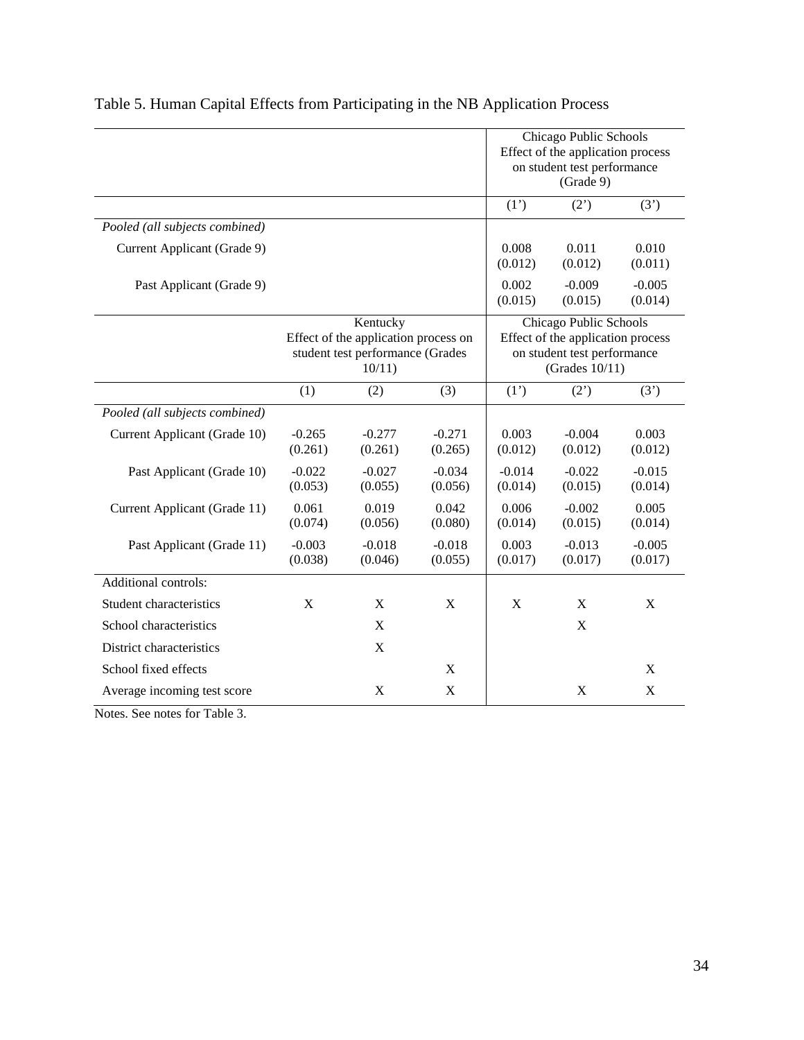Table 5. Human Capital Effects from Participating in the NB Application Process

| | | | | Chicago Public Schools Effect of the application process on student test performance (Grade 9) | | |
|---|---|---|---|---|---|---|
| | | | | (1') | (2') | (3') |
| *Pooled (all subjects combined)* | | | | | | |
| Current Applicant (Grade 9) | | | | 0.008<br>(0.012) | 0.011<br>(0.012) | 0.010<br>(0.011) |
| Past Applicant (Grade 9) | | | | 0.002<br>(0.015) | -0.009<br>(0.015) | -0.005<br>(0.014) |
| | Kentucky Effect of the application process on student test performance (Grades 10/11) | | | Chicago Public Schools Effect of the application process on student test performance (Grades 10/11) | | |
| | (1) | (2) | (3) | (1') | (2') | (3') |
| *Pooled (all subjects combined)* | | | | | | |
| Current Applicant (Grade 10) | -0.265<br>(0.261) | -0.277<br>(0.261) | -0.271<br>(0.265) | 0.003<br>(0.012) | -0.004<br>(0.012) | 0.003<br>(0.012) |
| Past Applicant (Grade 10) | -0.022<br>(0.053) | -0.027<br>(0.055) | -0.034<br>(0.056) | -0.014<br>(0.014) | -0.022<br>(0.015) | -0.015<br>(0.014) |
| Current Applicant (Grade 11) | 0.061<br>(0.074) | 0.019<br>(0.056) | 0.042<br>(0.080) | 0.006<br>(0.014) | -0.002<br>(0.015) | 0.005<br>(0.014) |
| Past Applicant (Grade 11) | -0.003<br>(0.038) | -0.018<br>(0.046) | -0.018<br>(0.055) | 0.003<br>(0.017) | -0.013<br>(0.017) | -0.005<br>(0.017) |
| Additional controls: | | | | | | |
| Student characteristics | X | X | X | X | X | X |
| School characteristics | | X | | | X | |
| District characteristics | | X | | | | |
| School fixed effects | | | X | | | X |
| Average incoming test score | | X | X | | X | X |

Notes. See notes for Table 3.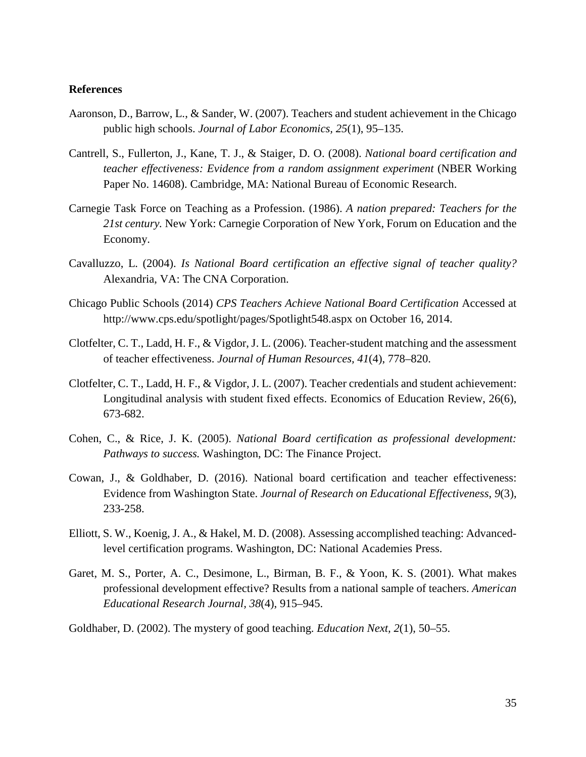**References**

Aaronson, D., Barrow, L., & Sander, W. (2007). Teachers and student achievement in the Chicago public high schools. *Journal of Labor Economics, 25*(1), 95–135.

Cantrell, S., Fullerton, J., Kane, T. J., & Staiger, D. O. (2008). *National board certification and teacher effectiveness: Evidence from a random assignment experiment* (NBER Working Paper No. 14608). Cambridge, MA: National Bureau of Economic Research.

Carnegie Task Force on Teaching as a Profession. (1986). *A nation prepared: Teachers for the 21st century.* New York: Carnegie Corporation of New York, Forum on Education and the Economy.

Cavalluzzo, L. (2004). *Is National Board certification an effective signal of teacher quality?* Alexandria, VA: The CNA Corporation.

Chicago Public Schools (2014) *CPS Teachers Achieve National Board Certification* Accessed at http://www.cps.edu/spotlight/pages/Spotlight548.aspx on October 16, 2014.

Clotfelter, C. T., Ladd, H. F., & Vigdor, J. L. (2006). Teacher-student matching and the assessment of teacher effectiveness. *Journal of Human Resources, 41*(4), 778–820.

Clotfelter, C. T., Ladd, H. F., & Vigdor, J. L. (2007). Teacher credentials and student achievement: Longitudinal analysis with student fixed effects. Economics of Education Review, 26(6), 673-682.

Cohen, C., & Rice, J. K. (2005). *National Board certification as professional development: Pathways to success.* Washington, DC: The Finance Project.

Cowan, J., & Goldhaber, D. (2016). National board certification and teacher effectiveness: Evidence from Washington State. *Journal of Research on Educational Effectiveness*, *9*(3), 233-258.

Elliott, S. W., Koenig, J. A., & Hakel, M. D. (2008). Assessing accomplished teaching: Advanced-level certification programs. Washington, DC: National Academies Press.

Garet, M. S., Porter, A. C., Desimone, L., Birman, B. F., & Yoon, K. S. (2001). What makes professional development effective? Results from a national sample of teachers. *American Educational Research Journal, 38*(4), 915–945.

Goldhaber, D. (2002). The mystery of good teaching. *Education Next, 2*(1), 50–55.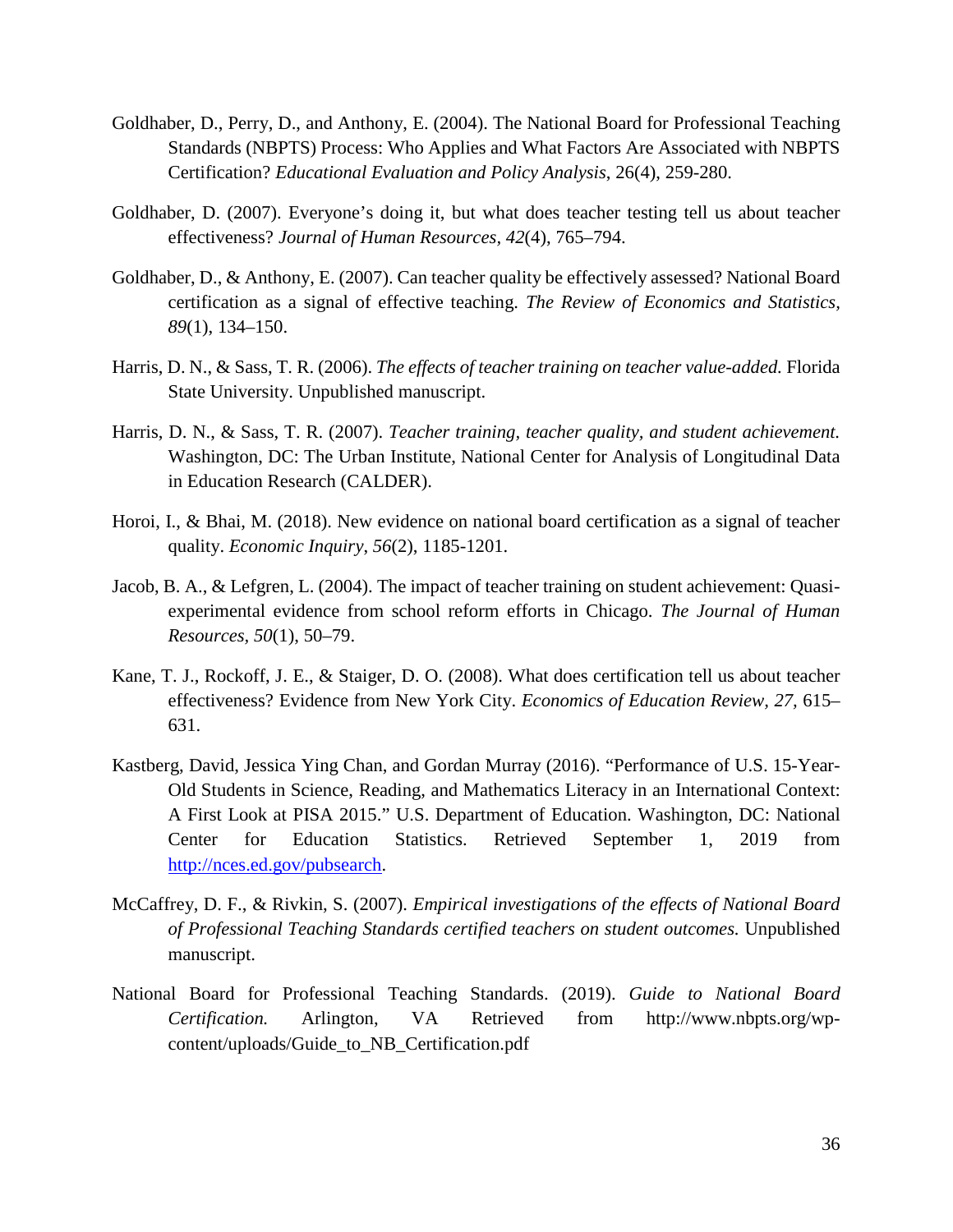Goldhaber, D., Perry, D., and Anthony, E. (2004). The National Board for Professional Teaching Standards (NBPTS) Process: Who Applies and What Factors Are Associated with NBPTS Certification? *Educational Evaluation and Policy Analysis*, 26(4), 259-280.

Goldhaber, D. (2007). Everyone's doing it, but what does teacher testing tell us about teacher effectiveness? *Journal of Human Resources, 42*(4), 765–794.

Goldhaber, D., & Anthony, E. (2007). Can teacher quality be effectively assessed? National Board certification as a signal of effective teaching. *The Review of Economics and Statistics, 89*(1), 134–150.

Harris, D. N., & Sass, T. R. (2006). *The effects of teacher training on teacher value-added.* Florida State University. Unpublished manuscript.

Harris, D. N., & Sass, T. R. (2007). *Teacher training, teacher quality, and student achievement.* Washington, DC: The Urban Institute, National Center for Analysis of Longitudinal Data in Education Research (CALDER).

Horoi, I., & Bhai, M. (2018). New evidence on national board certification as a signal of teacher quality. *Economic Inquiry*, *56*(2), 1185-1201.

Jacob, B. A., & Lefgren, L. (2004). The impact of teacher training on student achievement: Quasi-experimental evidence from school reform efforts in Chicago. *The Journal of Human Resources*, *50*(1), 50–79.

Kane, T. J., Rockoff, J. E., & Staiger, D. O. (2008). What does certification tell us about teacher effectiveness? Evidence from New York City. *Economics of Education Review*, *27,* 615–631.

Kastberg, David, Jessica Ying Chan, and Gordan Murray (2016). "Performance of U.S. 15-Year-Old Students in Science, Reading, and Mathematics Literacy in an International Context: A First Look at PISA 2015." U.S. Department of Education. Washington, DC: National Center for Education Statistics. Retrieved September 1, 2019 from http://nces.ed.gov/pubsearch.

McCaffrey, D. F., & Rivkin, S. (2007). *Empirical investigations of the effects of National Board of Professional Teaching Standards certified teachers on student outcomes.* Unpublished manuscript.

National Board for Professional Teaching Standards. (2019). *Guide to National Board Certification.* Arlington, VA Retrieved from http://www.nbpts.org/wp-content/uploads/Guide_to_NB_Certification.pdf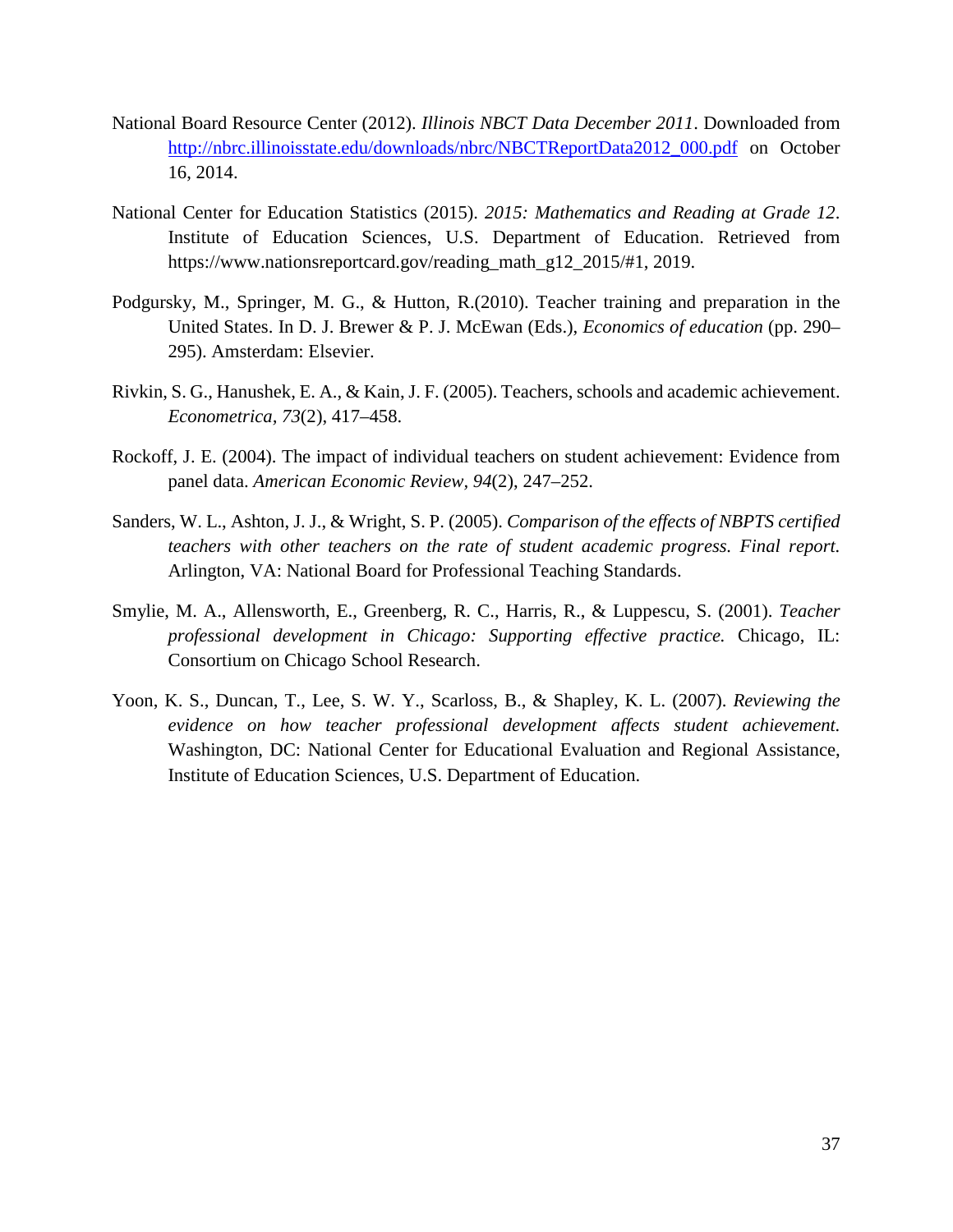National Board Resource Center (2012). *Illinois NBCT Data December 2011*. Downloaded from [http://nbrc.illinoisstate.edu/downloads/nbrc/NBCTReportData2012_000.pdf](http://nbrc.illinoisstate.edu/downloads/nbrc/NBCTReportData2012_000.pdf) on October 16, 2014.

National Center for Education Statistics (2015). *2015: Mathematics and Reading at Grade 12*. Institute of Education Sciences, U.S. Department of Education. Retrieved from https://www.nationsreportcard.gov/reading_math_g12_2015/#1, 2019.

Podgursky, M., Springer, M. G., & Hutton, R.(2010). Teacher training and preparation in the United States. In D. J. Brewer & P. J. McEwan (Eds.), *Economics of education* (pp. 290–295). Amsterdam: Elsevier.

Rivkin, S. G., Hanushek, E. A., & Kain, J. F. (2005). Teachers, schools and academic achievement. *Econometrica, 73*(2), 417–458.

Rockoff, J. E. (2004). The impact of individual teachers on student achievement: Evidence from panel data. *American Economic Review, 94*(2), 247–252.

Sanders, W. L., Ashton, J. J., & Wright, S. P. (2005). *Comparison of the effects of NBPTS certified teachers with other teachers on the rate of student academic progress. Final report.* Arlington, VA: National Board for Professional Teaching Standards.

Smylie, M. A., Allensworth, E., Greenberg, R. C., Harris, R., & Luppescu, S. (2001). *Teacher professional development in Chicago: Supporting effective practice.* Chicago, IL: Consortium on Chicago School Research.

Yoon, K. S., Duncan, T., Lee, S. W. Y., Scarloss, B., & Shapley, K. L. (2007). *Reviewing the evidence on how teacher professional development affects student achievement.* Washington, DC: National Center for Educational Evaluation and Regional Assistance, Institute of Education Sciences, U.S. Department of Education.